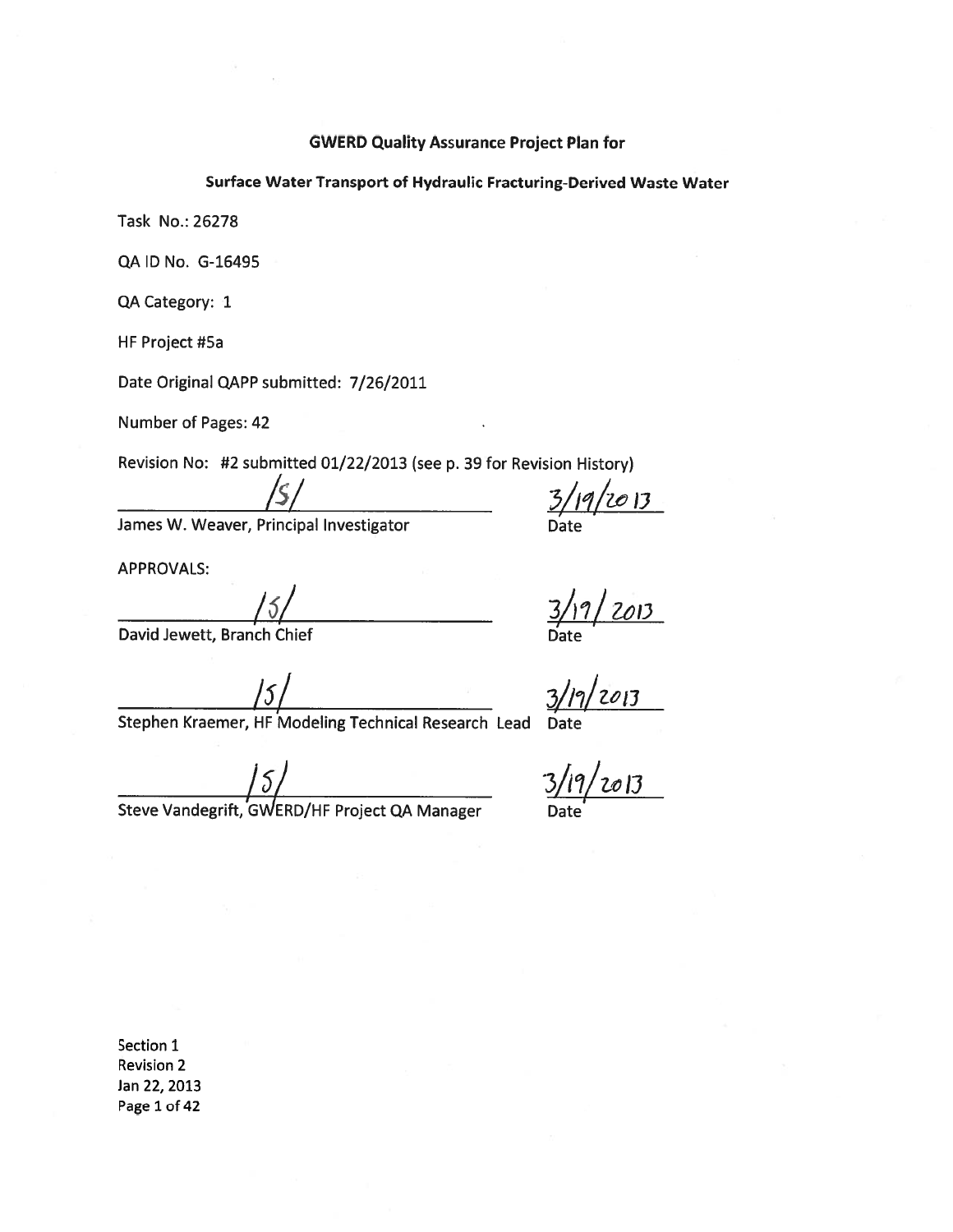# GWERD Quality Assurance Project Plan for

## Surface Water Transport of Hydraulic Fracturing-Derived Waste Water

Task No.: 26278

QA ID No. G-16495

QA Category: 1

HF Project #5a

Date Original QAPP submitted: 7/26/2011

Number of Pages: 42

Revision No: #2 submitted 01/22/2013 (see p. 39 for Revision History)

/S/ — 3/19/2013

James W. Weaver, Principal Investigator — Date

APPROVALS:

/S/ — 3/19/2013

David Jewett, Branch Chief — Date

/S/ — 3/19/2013

Stephen Kraemer, HF Modeling Technical Research Lead — Date

/S/ — 3/19/2013

Steve Vandegrift, GWERD/HF Project QA Manager — Date

Section 1
Revision 2
Jan 22, 2013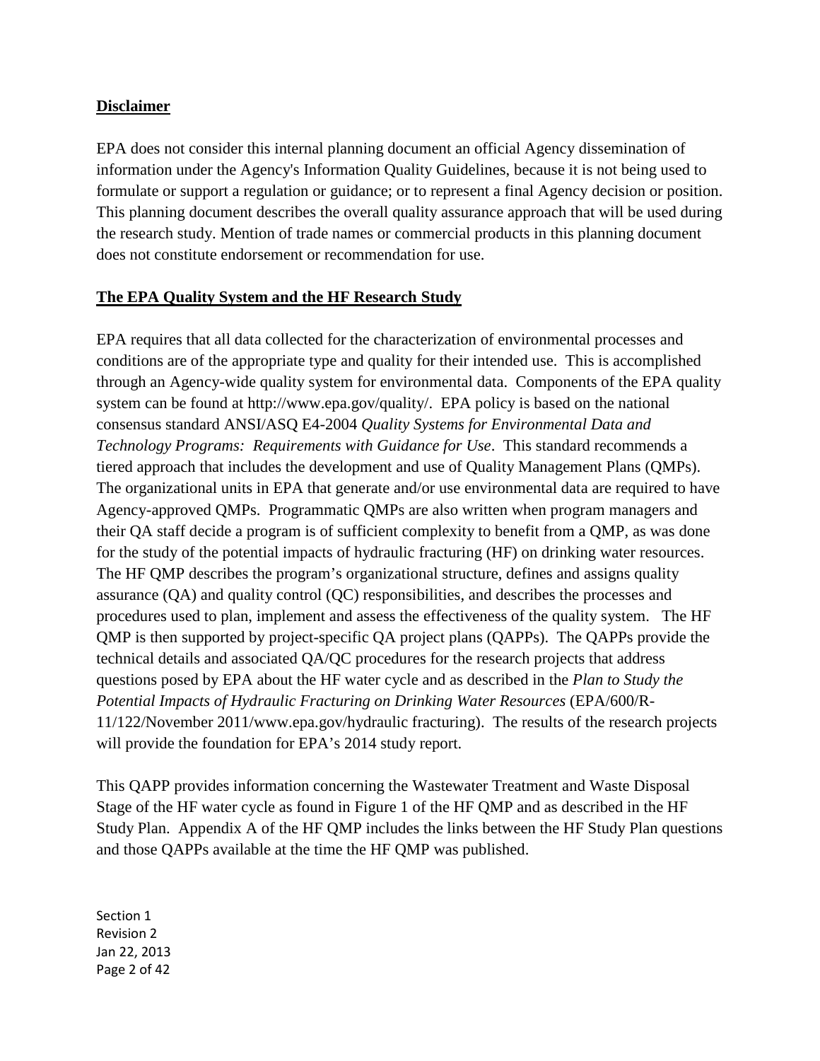**Disclaimer**

EPA does not consider this internal planning document an official Agency dissemination of information under the Agency's Information Quality Guidelines, because it is not being used to formulate or support a regulation or guidance; or to represent a final Agency decision or position. This planning document describes the overall quality assurance approach that will be used during the research study. Mention of trade names or commercial products in this planning document does not constitute endorsement or recommendation for use.

**The EPA Quality System and the HF Research Study**

EPA requires that all data collected for the characterization of environmental processes and conditions are of the appropriate type and quality for their intended use. This is accomplished through an Agency-wide quality system for environmental data. Components of the EPA quality system can be found at http://www.epa.gov/quality/. EPA policy is based on the national consensus standard ANSI/ASQ E4-2004 *Quality Systems for Environmental Data and Technology Programs: Requirements with Guidance for Use*. This standard recommends a tiered approach that includes the development and use of Quality Management Plans (QMPs). The organizational units in EPA that generate and/or use environmental data are required to have Agency-approved QMPs. Programmatic QMPs are also written when program managers and their QA staff decide a program is of sufficient complexity to benefit from a QMP, as was done for the study of the potential impacts of hydraulic fracturing (HF) on drinking water resources. The HF QMP describes the program's organizational structure, defines and assigns quality assurance (QA) and quality control (QC) responsibilities, and describes the processes and procedures used to plan, implement and assess the effectiveness of the quality system. The HF QMP is then supported by project-specific QA project plans (QAPPs). The QAPPs provide the technical details and associated QA/QC procedures for the research projects that address questions posed by EPA about the HF water cycle and as described in the *Plan to Study the Potential Impacts of Hydraulic Fracturing on Drinking Water Resources* (EPA/600/R-11/122/November 2011/www.epa.gov/hydraulic fracturing). The results of the research projects will provide the foundation for EPA's 2014 study report.

This QAPP provides information concerning the Wastewater Treatment and Waste Disposal Stage of the HF water cycle as found in Figure 1 of the HF QMP and as described in the HF Study Plan. Appendix A of the HF QMP includes the links between the HF Study Plan questions and those QAPPs available at the time the HF QMP was published.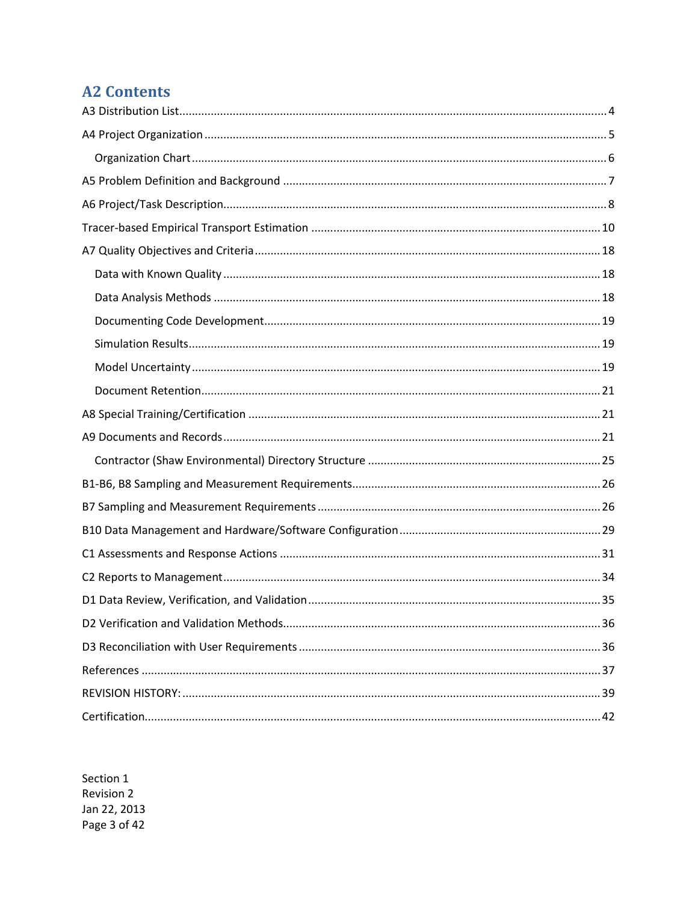## A2 Contents

A3 Distribution List ..... 4

A4 Project Organization ..... 5

- Organization Chart ..... 6

A5 Problem Definition and Background ..... 7

A6 Project/Task Description ..... 8

Tracer-based Empirical Transport Estimation ..... 10

A7 Quality Objectives and Criteria ..... 18

- Data with Known Quality ..... 18
- Data Analysis Methods ..... 18
- Documenting Code Development ..... 19
- Simulation Results ..... 19
- Model Uncertainty ..... 19
- Document Retention ..... 21

A8 Special Training/Certification ..... 21

A9 Documents and Records ..... 21

- Contractor (Shaw Environmental) Directory Structure ..... 25

B1-B6, B8 Sampling and Measurement Requirements ..... 26

B7 Sampling and Measurement Requirements ..... 26

B10 Data Management and Hardware/Software Configuration ..... 29

C1 Assessments and Response Actions ..... 31

C2 Reports to Management ..... 34

D1 Data Review, Verification, and Validation ..... 35

D2 Verification and Validation Methods ..... 36

D3 Reconciliation with User Requirements ..... 36

References ..... 37

REVISION HISTORY: ..... 39

Certification ..... 42

Section 1
Revision 2
Jan 22, 2013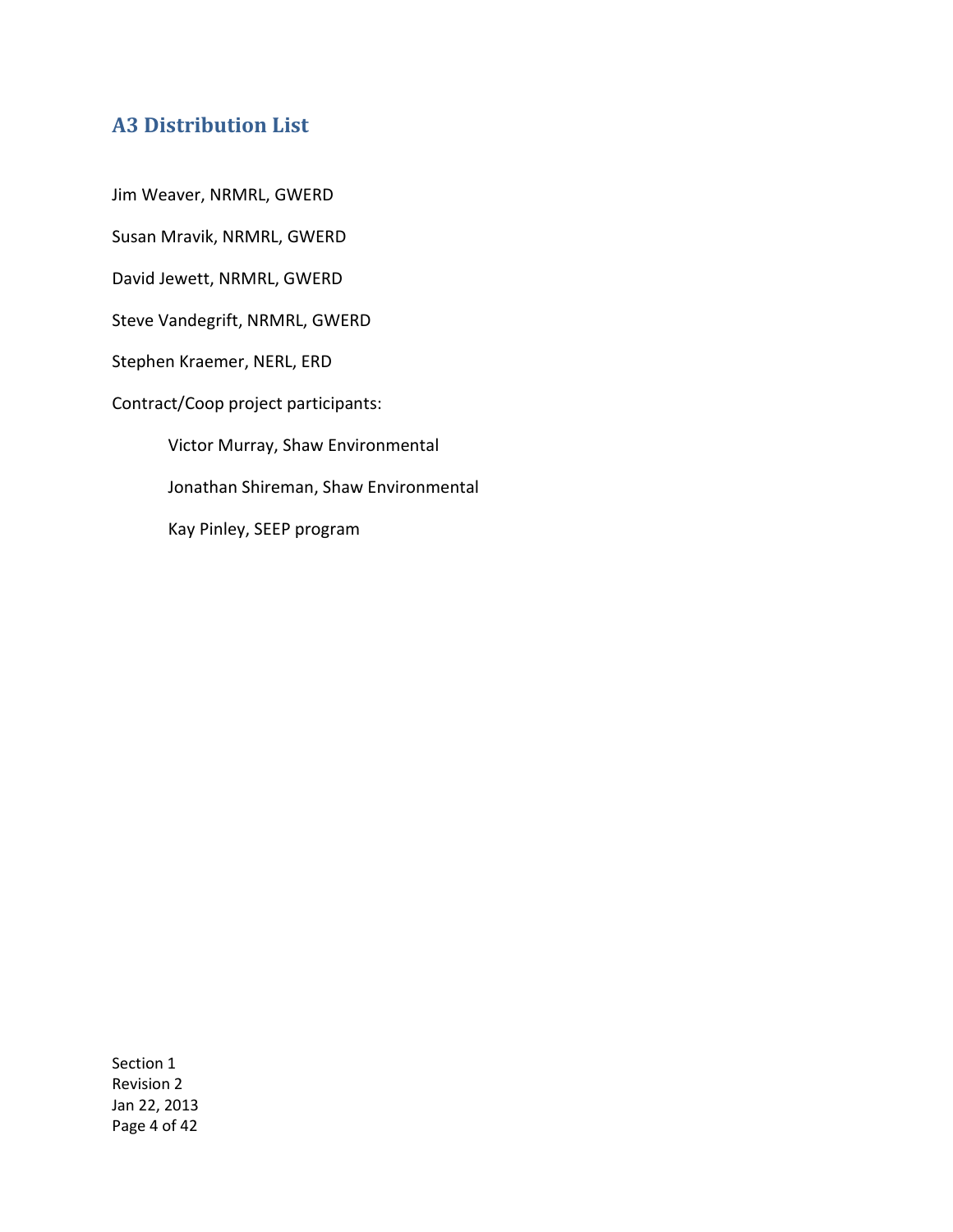## A3 Distribution List

Jim Weaver, NRMRL, GWERD

Susan Mravik, NRMRL, GWERD

David Jewett, NRMRL, GWERD

Steve Vandegrift, NRMRL, GWERD

Stephen Kraemer, NERL, ERD

Contract/Coop project participants:

- Victor Murray, Shaw Environmental
- Jonathan Shireman, Shaw Environmental
- Kay Pinley, SEEP program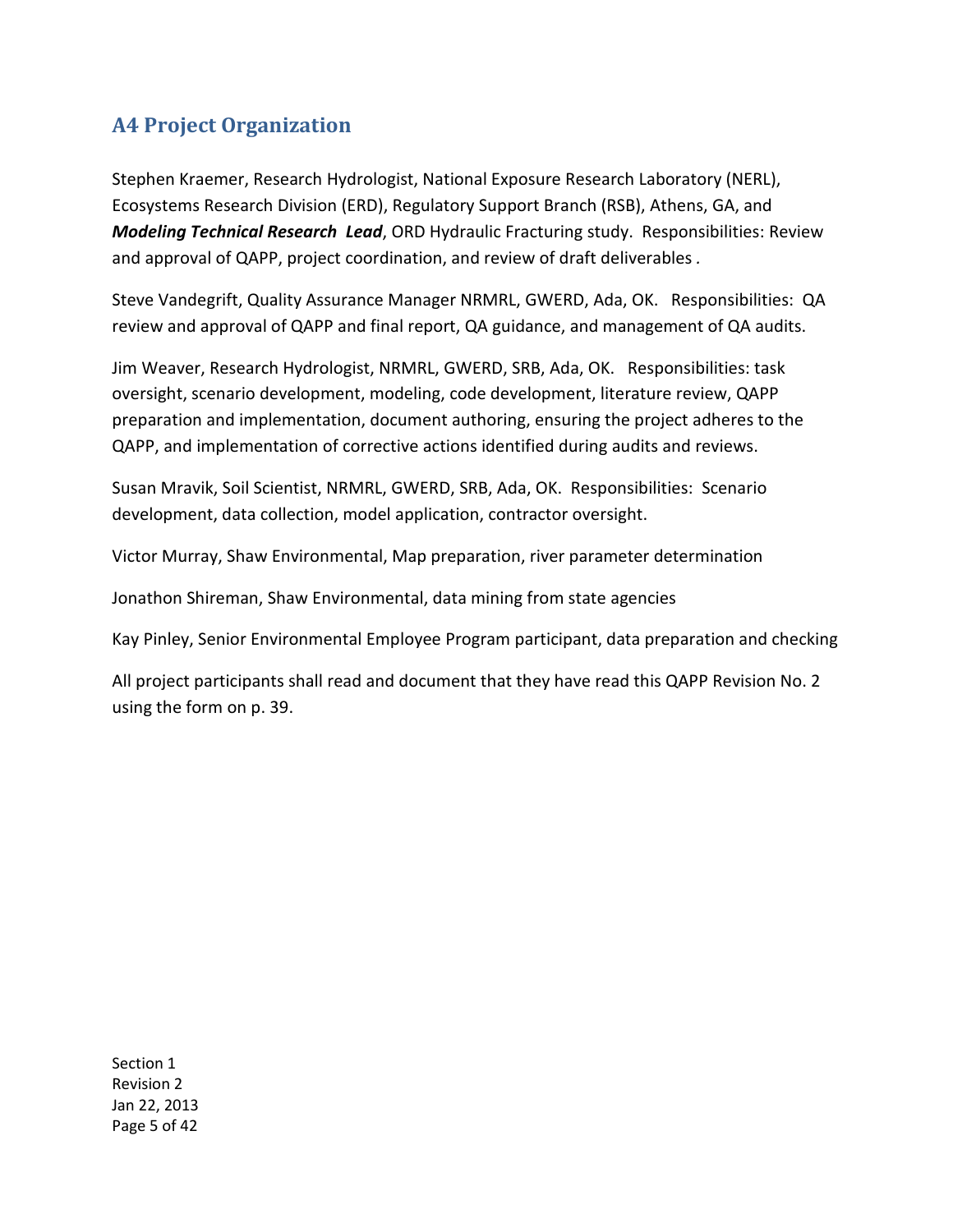## A4 Project Organization

Stephen Kraemer, Research Hydrologist, National Exposure Research Laboratory (NERL), Ecosystems Research Division (ERD), Regulatory Support Branch (RSB), Athens, GA, and ***Modeling Technical Research Lead***, ORD Hydraulic Fracturing study. Responsibilities: Review and approval of QAPP, project coordination, and review of draft deliverables .

Steve Vandegrift, Quality Assurance Manager NRMRL, GWERD, Ada, OK. Responsibilities: QA review and approval of QAPP and final report, QA guidance, and management of QA audits.

Jim Weaver, Research Hydrologist, NRMRL, GWERD, SRB, Ada, OK. Responsibilities: task oversight, scenario development, modeling, code development, literature review, QAPP preparation and implementation, document authoring, ensuring the project adheres to the QAPP, and implementation of corrective actions identified during audits and reviews.

Susan Mravik, Soil Scientist, NRMRL, GWERD, SRB, Ada, OK. Responsibilities: Scenario development, data collection, model application, contractor oversight.

Victor Murray, Shaw Environmental, Map preparation, river parameter determination

Jonathon Shireman, Shaw Environmental, data mining from state agencies

Kay Pinley, Senior Environmental Employee Program participant, data preparation and checking

All project participants shall read and document that they have read this QAPP Revision No. 2 using the form on p. 39.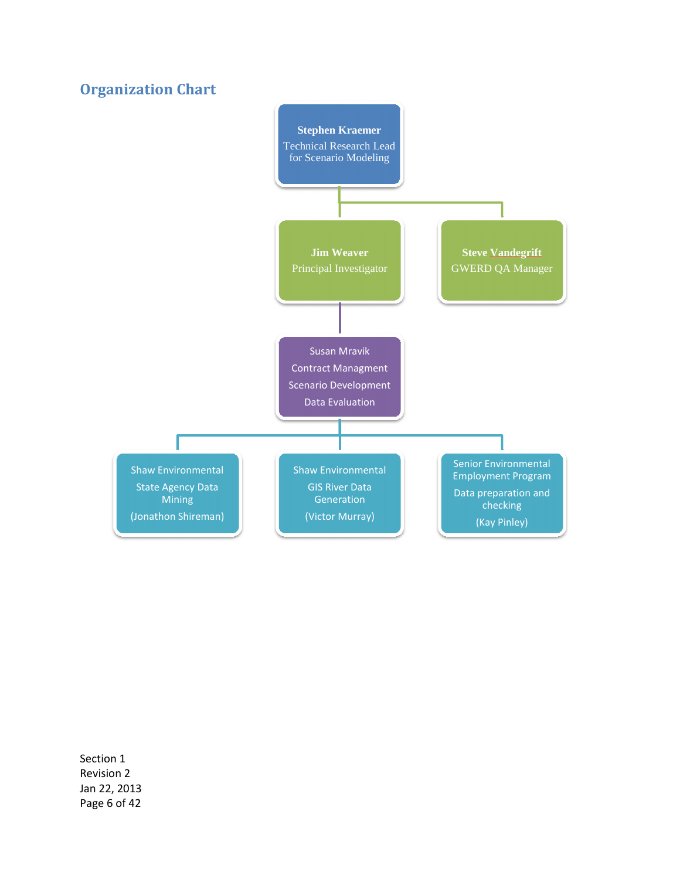## Organization Chart

- **Stephen Kraemer** – Technical Research Lead for Scenario Modeling
  - **Jim Weaver** – Principal Investigator
    - Susan Mravik – Contract Managment, Scenario Development, Data Evaluation
      - Shaw Environmental – State Agency Data Mining (Jonathon Shireman)
      - Shaw Environmental – GIS River Data Generation (Victor Murray)
      - Senior Environmental Employment Program – Data preparation and checking (Kay Pinley)
  - **Steve Vandegrift** – GWERD QA Manager

Section 1
Revision 2
Jan 22, 2013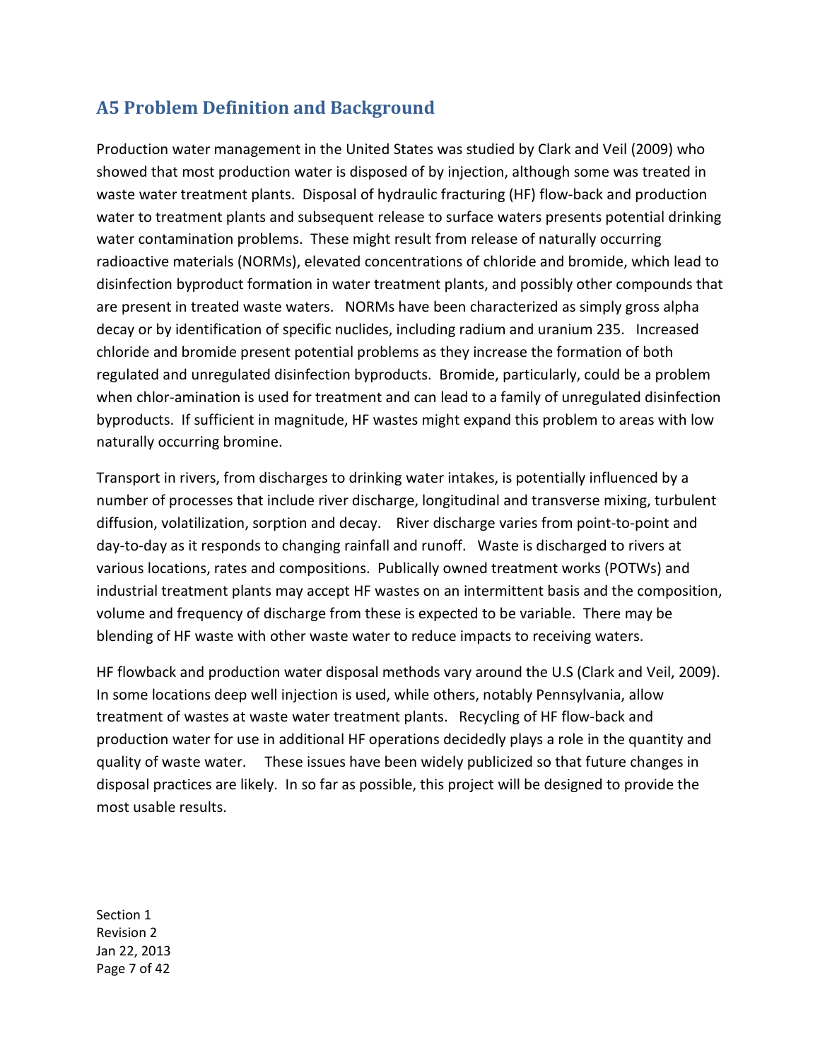## A5 Problem Definition and Background

Production water management in the United States was studied by Clark and Veil (2009) who showed that most production water is disposed of by injection, although some was treated in waste water treatment plants. Disposal of hydraulic fracturing (HF) flow-back and production water to treatment plants and subsequent release to surface waters presents potential drinking water contamination problems. These might result from release of naturally occurring radioactive materials (NORMs), elevated concentrations of chloride and bromide, which lead to disinfection byproduct formation in water treatment plants, and possibly other compounds that are present in treated waste waters. NORMs have been characterized as simply gross alpha decay or by identification of specific nuclides, including radium and uranium 235. Increased chloride and bromide present potential problems as they increase the formation of both regulated and unregulated disinfection byproducts. Bromide, particularly, could be a problem when chlor-amination is used for treatment and can lead to a family of unregulated disinfection byproducts. If sufficient in magnitude, HF wastes might expand this problem to areas with low naturally occurring bromine.

Transport in rivers, from discharges to drinking water intakes, is potentially influenced by a number of processes that include river discharge, longitudinal and transverse mixing, turbulent diffusion, volatilization, sorption and decay. River discharge varies from point-to-point and day-to-day as it responds to changing rainfall and runoff. Waste is discharged to rivers at various locations, rates and compositions. Publically owned treatment works (POTWs) and industrial treatment plants may accept HF wastes on an intermittent basis and the composition, volume and frequency of discharge from these is expected to be variable. There may be blending of HF waste with other waste water to reduce impacts to receiving waters.

HF flowback and production water disposal methods vary around the U.S (Clark and Veil, 2009). In some locations deep well injection is used, while others, notably Pennsylvania, allow treatment of wastes at waste water treatment plants. Recycling of HF flow-back and production water for use in additional HF operations decidedly plays a role in the quantity and quality of waste water. These issues have been widely publicized so that future changes in disposal practices are likely. In so far as possible, this project will be designed to provide the most usable results.

Section 1
Revision 2
Jan 22, 2013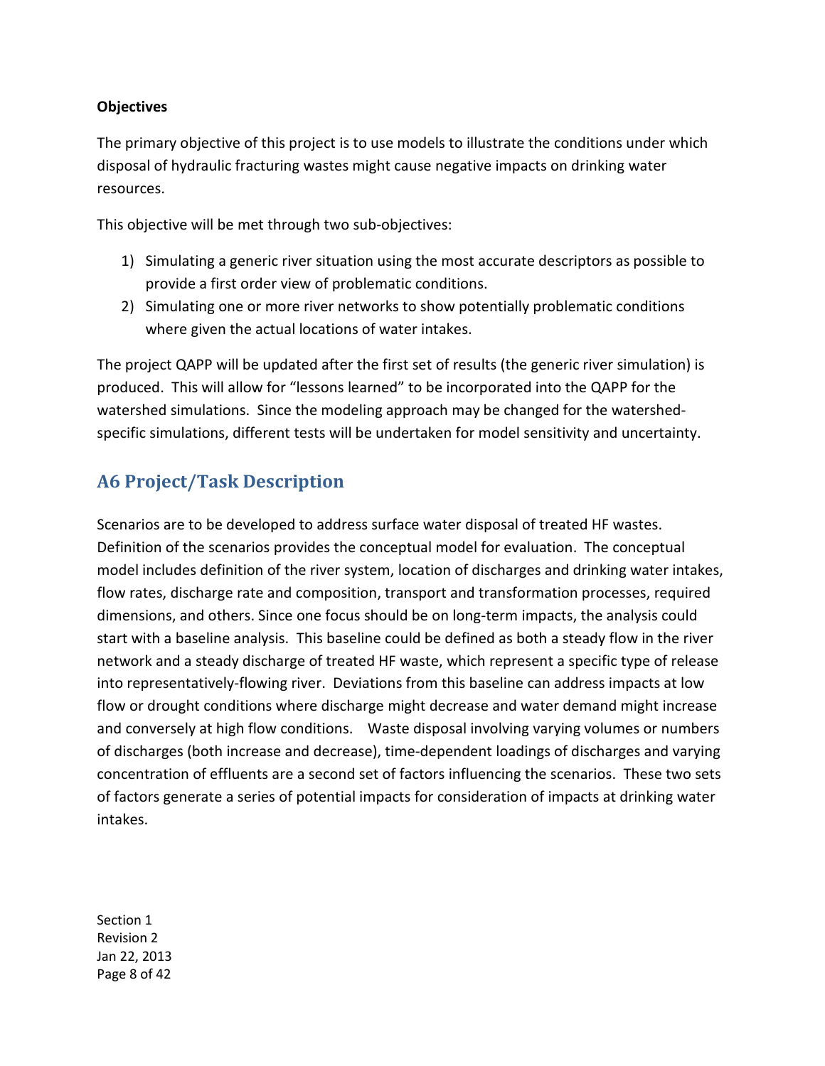**Objectives**

The primary objective of this project is to use models to illustrate the conditions under which disposal of hydraulic fracturing wastes might cause negative impacts on drinking water resources.

This objective will be met through two sub-objectives:

1) Simulating a generic river situation using the most accurate descriptors as possible to provide a first order view of problematic conditions.
2) Simulating one or more river networks to show potentially problematic conditions where given the actual locations of water intakes.

The project QAPP will be updated after the first set of results (the generic river simulation) is produced. This will allow for "lessons learned" to be incorporated into the QAPP for the watershed simulations. Since the modeling approach may be changed for the watershed-specific simulations, different tests will be undertaken for model sensitivity and uncertainty.

## A6 Project/Task Description

Scenarios are to be developed to address surface water disposal of treated HF wastes. Definition of the scenarios provides the conceptual model for evaluation. The conceptual model includes definition of the river system, location of discharges and drinking water intakes, flow rates, discharge rate and composition, transport and transformation processes, required dimensions, and others. Since one focus should be on long-term impacts, the analysis could start with a baseline analysis. This baseline could be defined as both a steady flow in the river network and a steady discharge of treated HF waste, which represent a specific type of release into representatively-flowing river. Deviations from this baseline can address impacts at low flow or drought conditions where discharge might decrease and water demand might increase and conversely at high flow conditions. Waste disposal involving varying volumes or numbers of discharges (both increase and decrease), time-dependent loadings of discharges and varying concentration of effluents are a second set of factors influencing the scenarios. These two sets of factors generate a series of potential impacts for consideration of impacts at drinking water intakes.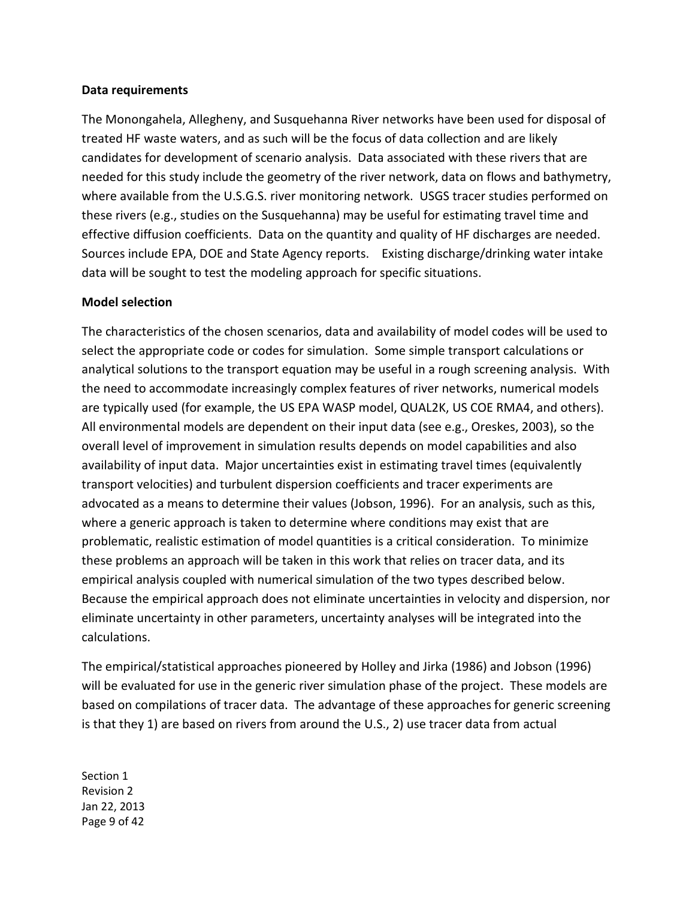**Data requirements**

The Monongahela, Allegheny, and Susquehanna River networks have been used for disposal of treated HF waste waters, and as such will be the focus of data collection and are likely candidates for development of scenario analysis. Data associated with these rivers that are needed for this study include the geometry of the river network, data on flows and bathymetry, where available from the U.S.G.S. river monitoring network. USGS tracer studies performed on these rivers (e.g., studies on the Susquehanna) may be useful for estimating travel time and effective diffusion coefficients. Data on the quantity and quality of HF discharges are needed. Sources include EPA, DOE and State Agency reports. Existing discharge/drinking water intake data will be sought to test the modeling approach for specific situations.

**Model selection**

The characteristics of the chosen scenarios, data and availability of model codes will be used to select the appropriate code or codes for simulation. Some simple transport calculations or analytical solutions to the transport equation may be useful in a rough screening analysis. With the need to accommodate increasingly complex features of river networks, numerical models are typically used (for example, the US EPA WASP model, QUAL2K, US COE RMA4, and others). All environmental models are dependent on their input data (see e.g., Oreskes, 2003), so the overall level of improvement in simulation results depends on model capabilities and also availability of input data. Major uncertainties exist in estimating travel times (equivalently transport velocities) and turbulent dispersion coefficients and tracer experiments are advocated as a means to determine their values (Jobson, 1996). For an analysis, such as this, where a generic approach is taken to determine where conditions may exist that are problematic, realistic estimation of model quantities is a critical consideration. To minimize these problems an approach will be taken in this work that relies on tracer data, and its empirical analysis coupled with numerical simulation of the two types described below. Because the empirical approach does not eliminate uncertainties in velocity and dispersion, nor eliminate uncertainty in other parameters, uncertainty analyses will be integrated into the calculations.

The empirical/statistical approaches pioneered by Holley and Jirka (1986) and Jobson (1996) will be evaluated for use in the generic river simulation phase of the project. These models are based on compilations of tracer data. The advantage of these approaches for generic screening is that they 1) are based on rivers from around the U.S., 2) use tracer data from actual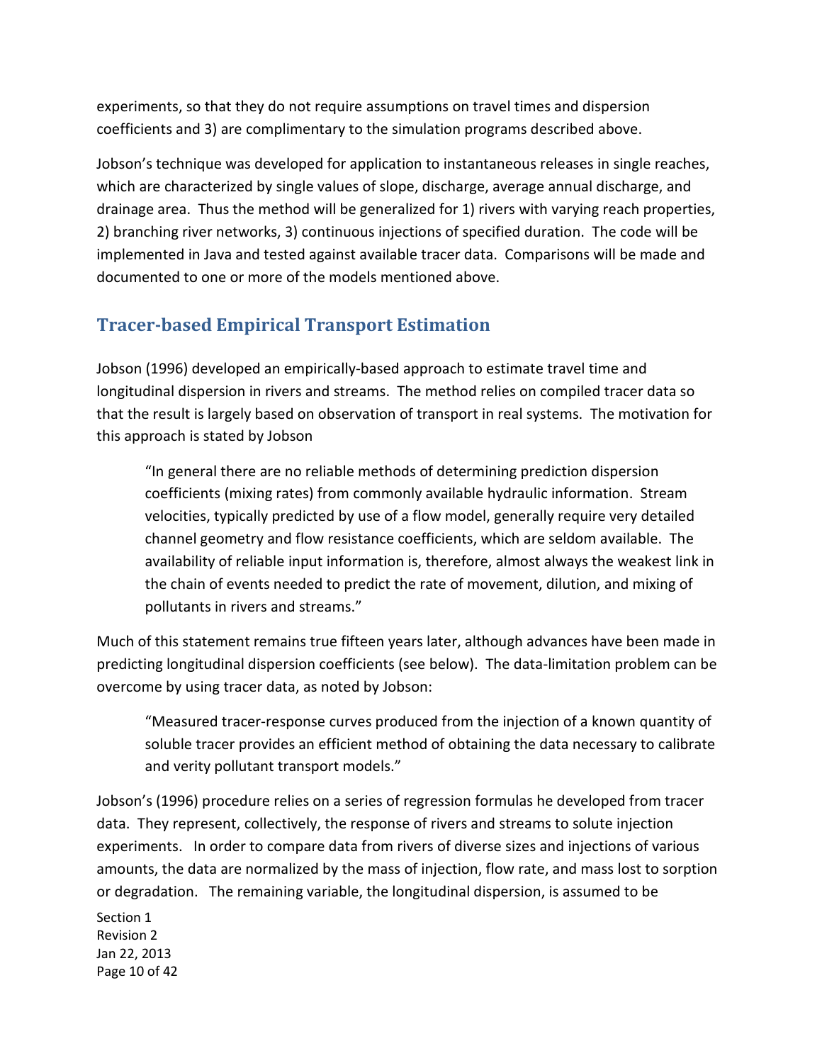experiments, so that they do not require assumptions on travel times and dispersion coefficients and 3) are complimentary to the simulation programs described above.

Jobson's technique was developed for application to instantaneous releases in single reaches, which are characterized by single values of slope, discharge, average annual discharge, and drainage area. Thus the method will be generalized for 1) rivers with varying reach properties, 2) branching river networks, 3) continuous injections of specified duration. The code will be implemented in Java and tested against available tracer data. Comparisons will be made and documented to one or more of the models mentioned above.

## Tracer-based Empirical Transport Estimation

Jobson (1996) developed an empirically-based approach to estimate travel time and longitudinal dispersion in rivers and streams. The method relies on compiled tracer data so that the result is largely based on observation of transport in real systems. The motivation for this approach is stated by Jobson

> "In general there are no reliable methods of determining prediction dispersion coefficients (mixing rates) from commonly available hydraulic information. Stream velocities, typically predicted by use of a flow model, generally require very detailed channel geometry and flow resistance coefficients, which are seldom available. The availability of reliable input information is, therefore, almost always the weakest link in the chain of events needed to predict the rate of movement, dilution, and mixing of pollutants in rivers and streams."

Much of this statement remains true fifteen years later, although advances have been made in predicting longitudinal dispersion coefficients (see below). The data-limitation problem can be overcome by using tracer data, as noted by Jobson:

> "Measured tracer-response curves produced from the injection of a known quantity of soluble tracer provides an efficient method of obtaining the data necessary to calibrate and verity pollutant transport models."

Jobson's (1996) procedure relies on a series of regression formulas he developed from tracer data. They represent, collectively, the response of rivers and streams to solute injection experiments. In order to compare data from rivers of diverse sizes and injections of various amounts, the data are normalized by the mass of injection, flow rate, and mass lost to sorption or degradation. The remaining variable, the longitudinal dispersion, is assumed to be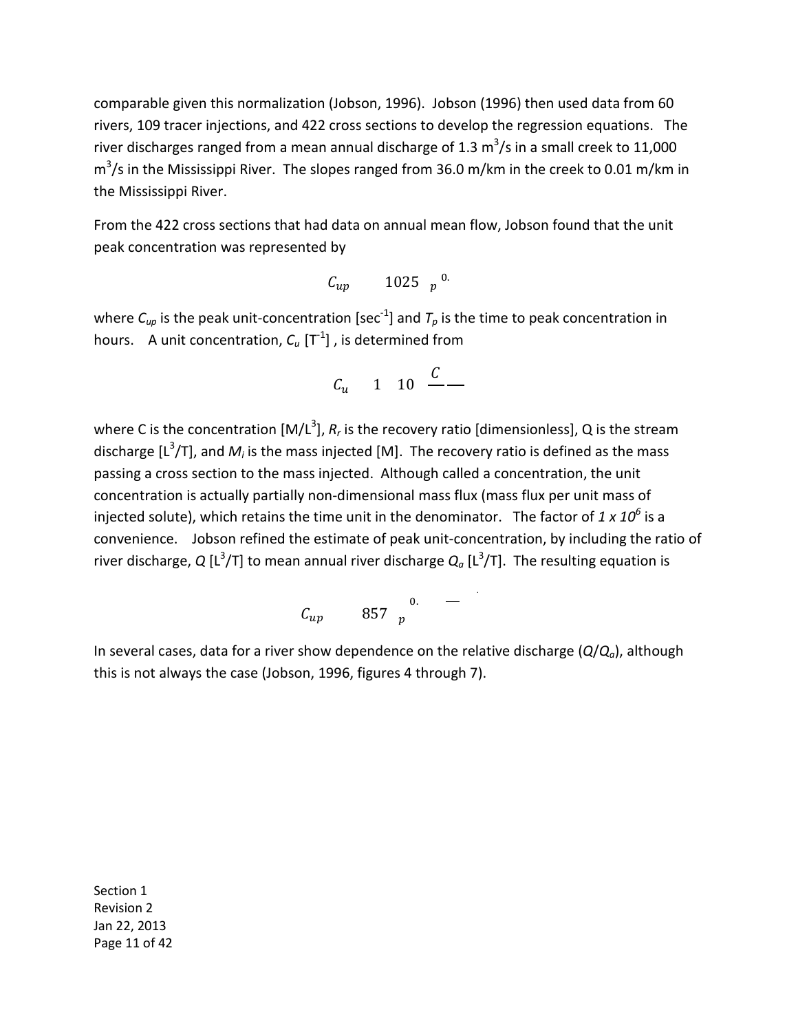comparable given this normalization (Jobson, 1996). Jobson (1996) then used data from 60 rivers, 109 tracer injections, and 422 cross sections to develop the regression equations. The river discharges ranged from a mean annual discharge of 1.3 m$^3$/s in a small creek to 11,000 m$^3$/s in the Mississippi River. The slopes ranged from 36.0 m/km in the creek to 0.01 m/km in the Mississippi River.

From the 422 cross sections that had data on annual mean flow, Jobson found that the unit peak concentration was represented by

$$C_{up} \qquad 1025 \;\; {}_{p}^{\;0.}$$

where $C_{up}$ is the peak unit-concentration [sec$^{-1}$] and $T_p$ is the time to peak concentration in hours. A unit concentration, $C_u$ [T$^{-1}$] , is determined from

$$C_u \quad 1 \quad 10 \;\; \frac{C}{\;} \, \frac{\;}{\;}$$

where C is the concentration [M/L$^3$], $R_r$ is the recovery ratio [dimensionless], Q is the stream discharge [L$^3$/T], and $M_i$ is the mass injected [M]. The recovery ratio is defined as the mass passing a cross section to the mass injected. Although called a concentration, the unit concentration is actually partially non-dimensional mass flux (mass flux per unit mass of injected solute), which retains the time unit in the denominator. The factor of *1 x 10$^6$* is a convenience. Jobson refined the estimate of peak unit-concentration, by including the ratio of river discharge, $Q$ [L$^3$/T] to mean annual river discharge $Q_a$ [L$^3$/T]. The resulting equation is

$$C_{up} \qquad 857 \;\; {}_{p}^{\;0.} \quad \frac{\;}{\;}$$

In several cases, data for a river show dependence on the relative discharge ($Q/Q_a$), although this is not always the case (Jobson, 1996, figures 4 through 7).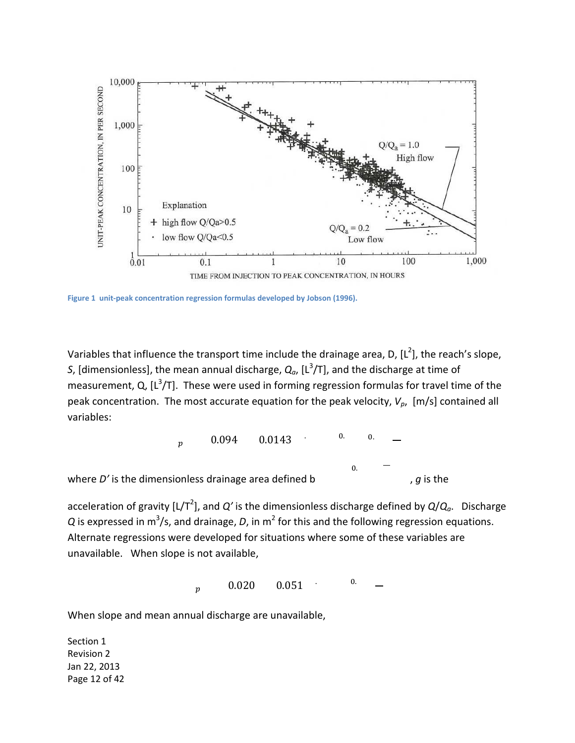Figure 1 unit-peak concentration regression formulas developed by Jobson (1996).

Variables that influence the transport time include the drainage area, D, [$L^2$], the reach's slope, *S*, [dimensionless], the mean annual discharge, $Q_a$, [$L^3/T$], and the discharge at time of measurement, Q, [$L^3/T$]. These were used in forming regression formulas for travel time of the peak concentration. The most accurate equation for the peak velocity, $V_p$, [m/s] contained all variables:

$$_p \quad 0.094 \quad 0.0143 \cdot \quad ^{0.} \quad ^{0.} \quad -$$

where *D'* is the dimensionless drainage area defined b $\quad ^{0.} \quad -$ , *g* is the acceleration of gravity [$L/T^2$], and *Q'* is the dimensionless discharge defined by $Q/Q_a$. Discharge *Q* is expressed in $m^3/s$, and drainage, *D*, in $m^2$ for this and the following regression equations. Alternate regressions were developed for situations where some of these variables are unavailable. When slope is not available,

$$_p \quad 0.020 \quad 0.051 \cdot \quad ^{0.} \quad -$$

When slope and mean annual discharge are unavailable,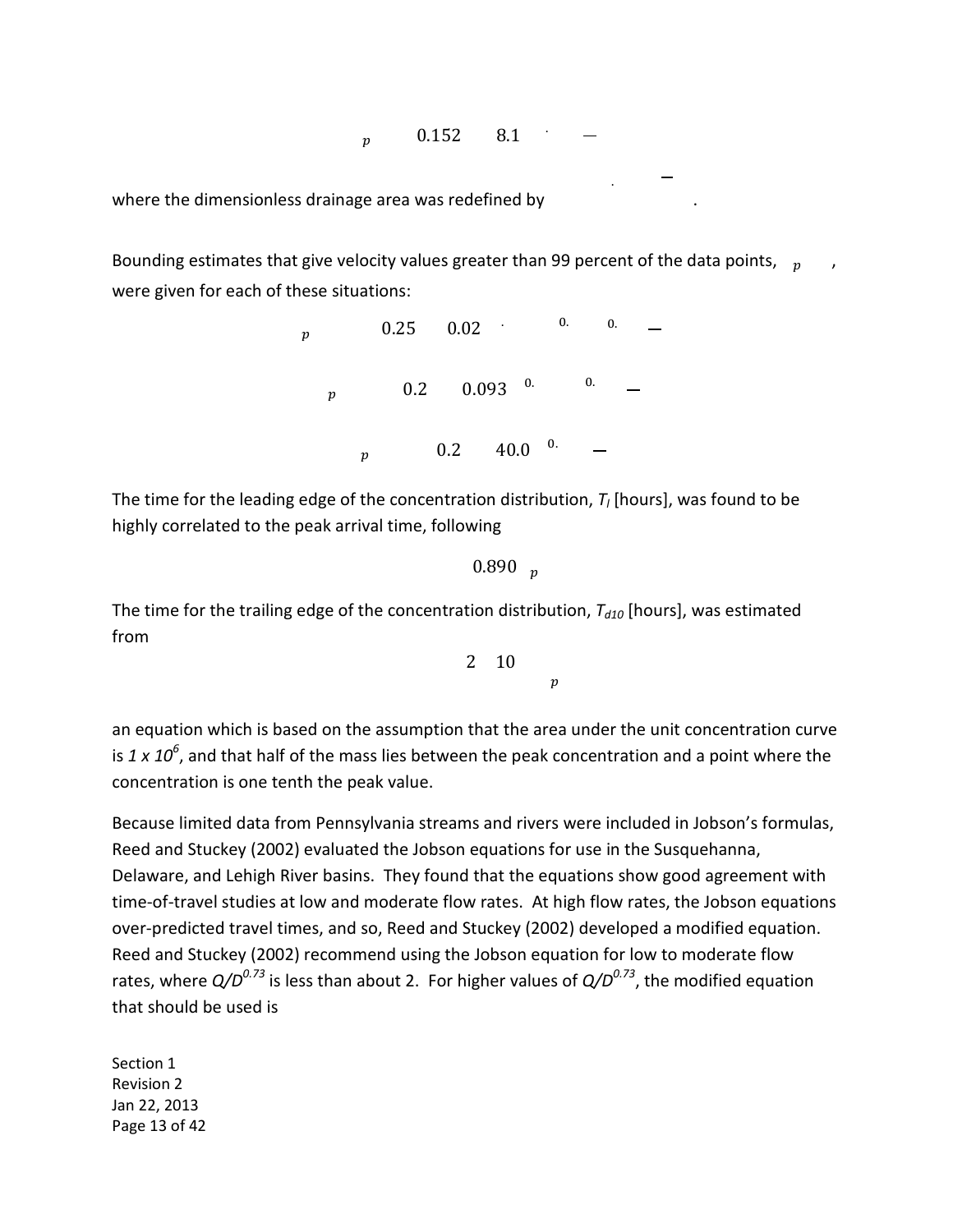$$_{p} \quad 0.152 \quad 8.1 \quad \cdot \quad -$$

where the dimensionless drainage area was redefined by .

Bounding estimates that give velocity values greater than 99 percent of the data points, $_{p}$ , were given for each of these situations:

$$_{p} \quad 0.25 \quad 0.02 \quad \cdot \quad ^{0.} \quad ^{0.} \quad -$$

$$_{p} \quad 0.2 \quad 0.093 \quad ^{0.} \quad ^{0.} \quad -$$

$$_{p} \quad 0.2 \quad 40.0 \quad ^{0.} \quad -$$

The time for the leading edge of the concentration distribution, $T_l$ [hours], was found to be highly correlated to the peak arrival time, following

$$0.890 \quad _{p}$$

The time for the trailing edge of the concentration distribution, $T_{d10}$ [hours], was estimated from

$$2 \quad 10 \quad _{p}$$

an equation which is based on the assumption that the area under the unit concentration curve is $1 \times 10^6$, and that half of the mass lies between the peak concentration and a point where the concentration is one tenth the peak value.

Because limited data from Pennsylvania streams and rivers were included in Jobson's formulas, Reed and Stuckey (2002) evaluated the Jobson equations for use in the Susquehanna, Delaware, and Lehigh River basins. They found that the equations show good agreement with time-of-travel studies at low and moderate flow rates. At high flow rates, the Jobson equations over-predicted travel times, and so, Reed and Stuckey (2002) developed a modified equation. Reed and Stuckey (2002) recommend using the Jobson equation for low to moderate flow rates, where $Q/D^{0.73}$ is less than about 2. For higher values of $Q/D^{0.73}$, the modified equation that should be used is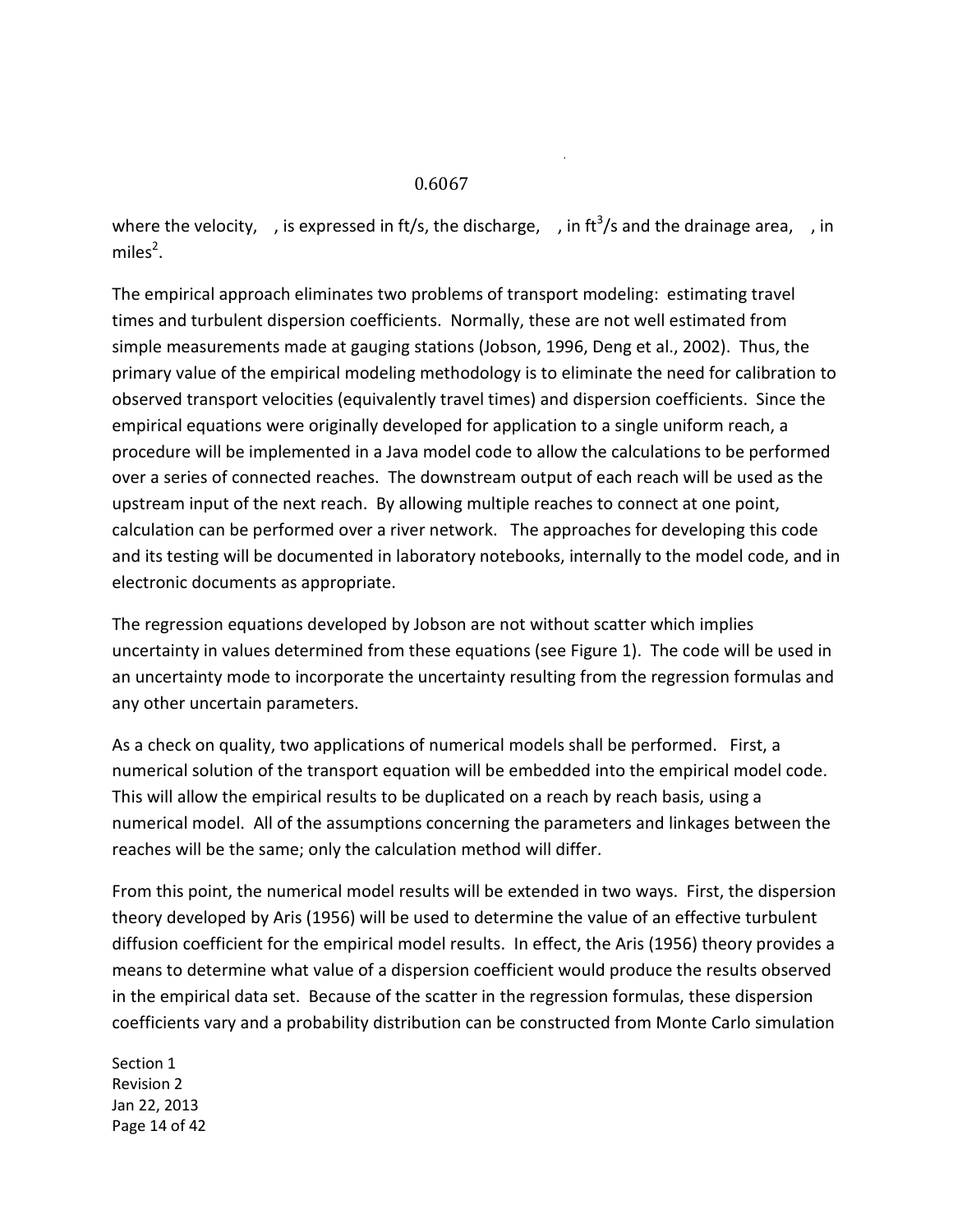$$0.6067$$

where the velocity, , is expressed in ft/s, the discharge, , in ft$^3$/s and the drainage area, , in miles$^2$.

The empirical approach eliminates two problems of transport modeling: estimating travel times and turbulent dispersion coefficients. Normally, these are not well estimated from simple measurements made at gauging stations (Jobson, 1996, Deng et al., 2002). Thus, the primary value of the empirical modeling methodology is to eliminate the need for calibration to observed transport velocities (equivalently travel times) and dispersion coefficients. Since the empirical equations were originally developed for application to a single uniform reach, a procedure will be implemented in a Java model code to allow the calculations to be performed over a series of connected reaches. The downstream output of each reach will be used as the upstream input of the next reach. By allowing multiple reaches to connect at one point, calculation can be performed over a river network. The approaches for developing this code and its testing will be documented in laboratory notebooks, internally to the model code, and in electronic documents as appropriate.

The regression equations developed by Jobson are not without scatter which implies uncertainty in values determined from these equations (see Figure 1). The code will be used in an uncertainty mode to incorporate the uncertainty resulting from the regression formulas and any other uncertain parameters.

As a check on quality, two applications of numerical models shall be performed. First, a numerical solution of the transport equation will be embedded into the empirical model code. This will allow the empirical results to be duplicated on a reach by reach basis, using a numerical model. All of the assumptions concerning the parameters and linkages between the reaches will be the same; only the calculation method will differ.

From this point, the numerical model results will be extended in two ways. First, the dispersion theory developed by Aris (1956) will be used to determine the value of an effective turbulent diffusion coefficient for the empirical model results. In effect, the Aris (1956) theory provides a means to determine what value of a dispersion coefficient would produce the results observed in the empirical data set. Because of the scatter in the regression formulas, these dispersion coefficients vary and a probability distribution can be constructed from Monte Carlo simulation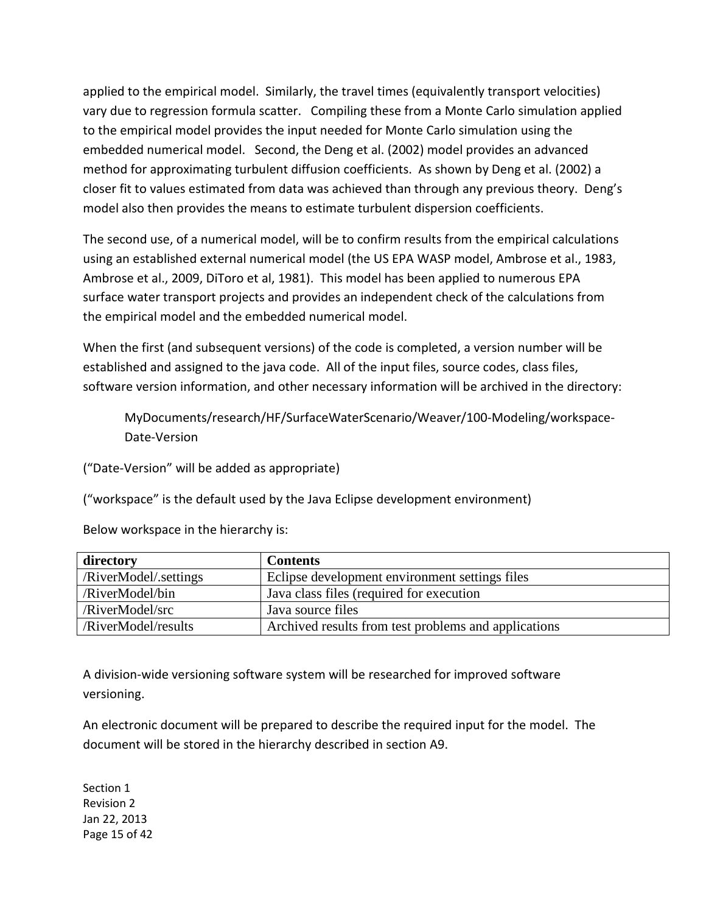applied to the empirical model. Similarly, the travel times (equivalently transport velocities) vary due to regression formula scatter. Compiling these from a Monte Carlo simulation applied to the empirical model provides the input needed for Monte Carlo simulation using the embedded numerical model. Second, the Deng et al. (2002) model provides an advanced method for approximating turbulent diffusion coefficients. As shown by Deng et al. (2002) a closer fit to values estimated from data was achieved than through any previous theory. Deng's model also then provides the means to estimate turbulent dispersion coefficients.

The second use, of a numerical model, will be to confirm results from the empirical calculations using an established external numerical model (the US EPA WASP model, Ambrose et al., 1983, Ambrose et al., 2009, DiToro et al, 1981). This model has been applied to numerous EPA surface water transport projects and provides an independent check of the calculations from the empirical model and the embedded numerical model.

When the first (and subsequent versions) of the code is completed, a version number will be established and assigned to the java code. All of the input files, source codes, class files, software version information, and other necessary information will be archived in the directory:

> MyDocuments/research/HF/SurfaceWaterScenario/Weaver/100-Modeling/workspace-Date-Version

("Date-Version" will be added as appropriate)

("workspace" is the default used by the Java Eclipse development environment)

Below workspace in the hierarchy is:

| directory | Contents |
| --- | --- |
| /RiverModel/.settings | Eclipse development environment settings files |
| /RiverModel/bin | Java class files (required for execution |
| /RiverModel/src | Java source files |
| /RiverModel/results | Archived results from test problems and applications |

A division-wide versioning software system will be researched for improved software versioning.

An electronic document will be prepared to describe the required input for the model. The document will be stored in the hierarchy described in section A9.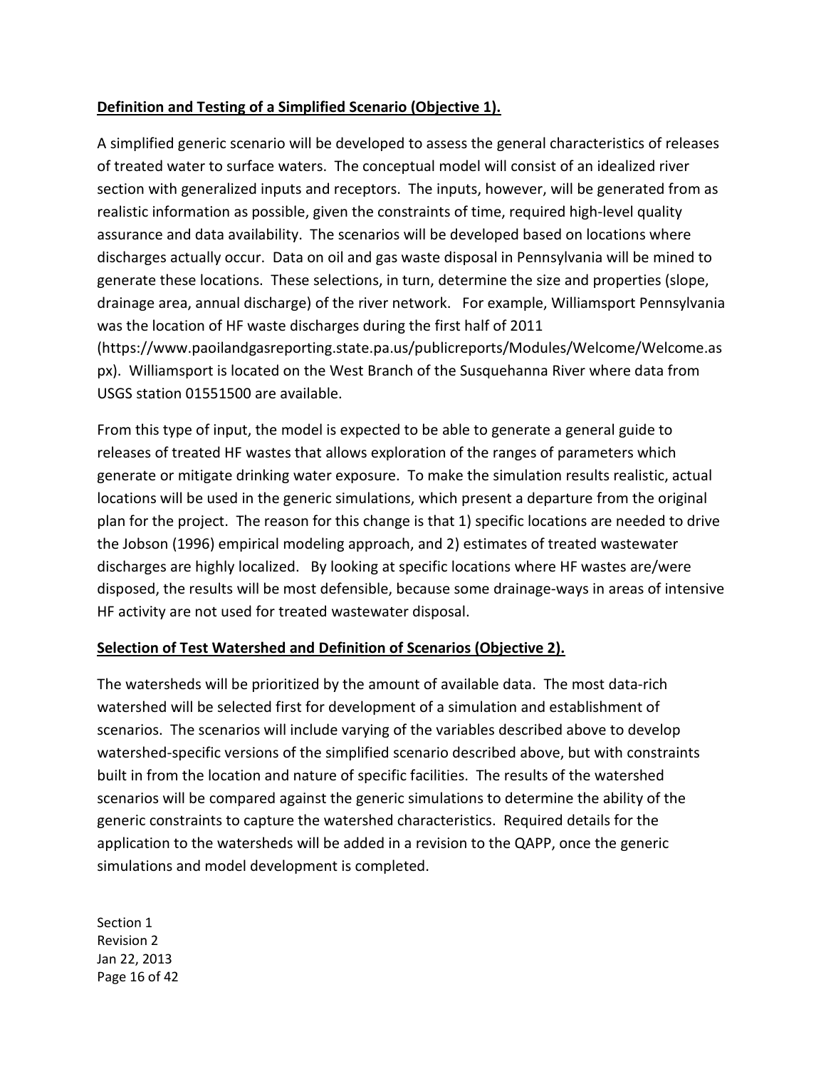**Definition and Testing of a Simplified Scenario (Objective 1).**

A simplified generic scenario will be developed to assess the general characteristics of releases of treated water to surface waters. The conceptual model will consist of an idealized river section with generalized inputs and receptors. The inputs, however, will be generated from as realistic information as possible, given the constraints of time, required high-level quality assurance and data availability. The scenarios will be developed based on locations where discharges actually occur. Data on oil and gas waste disposal in Pennsylvania will be mined to generate these locations. These selections, in turn, determine the size and properties (slope, drainage area, annual discharge) of the river network. For example, Williamsport Pennsylvania was the location of HF waste discharges during the first half of 2011 (https://www.paoilandgasreporting.state.pa.us/publicreports/Modules/Welcome/Welcome.aspx). Williamsport is located on the West Branch of the Susquehanna River where data from USGS station 01551500 are available.

From this type of input, the model is expected to be able to generate a general guide to releases of treated HF wastes that allows exploration of the ranges of parameters which generate or mitigate drinking water exposure. To make the simulation results realistic, actual locations will be used in the generic simulations, which present a departure from the original plan for the project. The reason for this change is that 1) specific locations are needed to drive the Jobson (1996) empirical modeling approach, and 2) estimates of treated wastewater discharges are highly localized. By looking at specific locations where HF wastes are/were disposed, the results will be most defensible, because some drainage-ways in areas of intensive HF activity are not used for treated wastewater disposal.

**Selection of Test Watershed and Definition of Scenarios (Objective 2).**

The watersheds will be prioritized by the amount of available data. The most data-rich watershed will be selected first for development of a simulation and establishment of scenarios. The scenarios will include varying of the variables described above to develop watershed-specific versions of the simplified scenario described above, but with constraints built in from the location and nature of specific facilities. The results of the watershed scenarios will be compared against the generic simulations to determine the ability of the generic constraints to capture the watershed characteristics. Required details for the application to the watersheds will be added in a revision to the QAPP, once the generic simulations and model development is completed.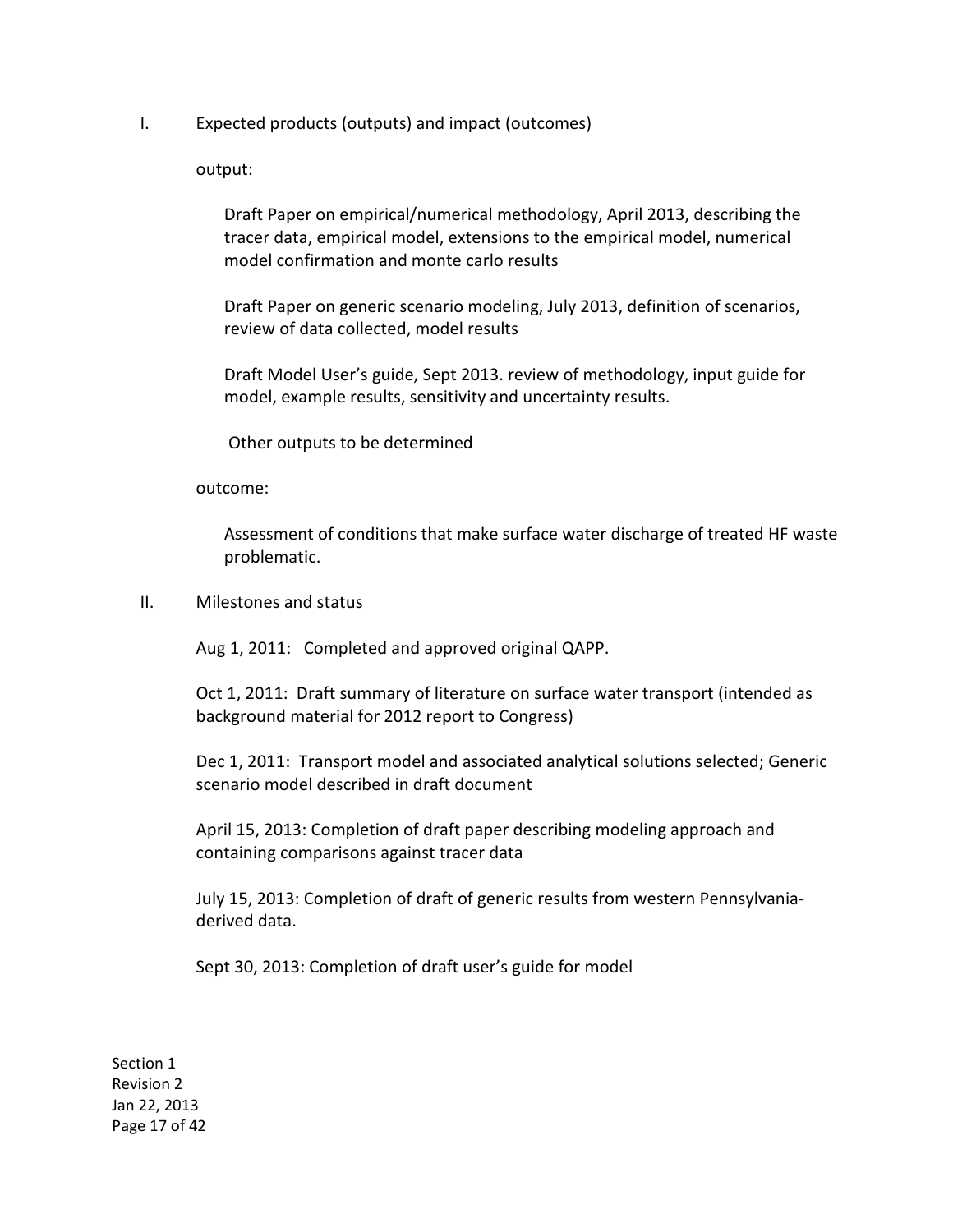I. Expected products (outputs) and impact (outcomes)

output:

Draft Paper on empirical/numerical methodology, April 2013, describing the tracer data, empirical model, extensions to the empirical model, numerical model confirmation and monte carlo results

Draft Paper on generic scenario modeling, July 2013, definition of scenarios, review of data collected, model results

Draft Model User's guide, Sept 2013. review of methodology, input guide for model, example results, sensitivity and uncertainty results.

Other outputs to be determined

outcome:

Assessment of conditions that make surface water discharge of treated HF waste problematic.

II. Milestones and status

Aug 1, 2011: Completed and approved original QAPP.

Oct 1, 2011: Draft summary of literature on surface water transport (intended as background material for 2012 report to Congress)

Dec 1, 2011: Transport model and associated analytical solutions selected; Generic scenario model described in draft document

April 15, 2013: Completion of draft paper describing modeling approach and containing comparisons against tracer data

July 15, 2013: Completion of draft of generic results from western Pennsylvania-derived data.

Sept 30, 2013: Completion of draft user's guide for model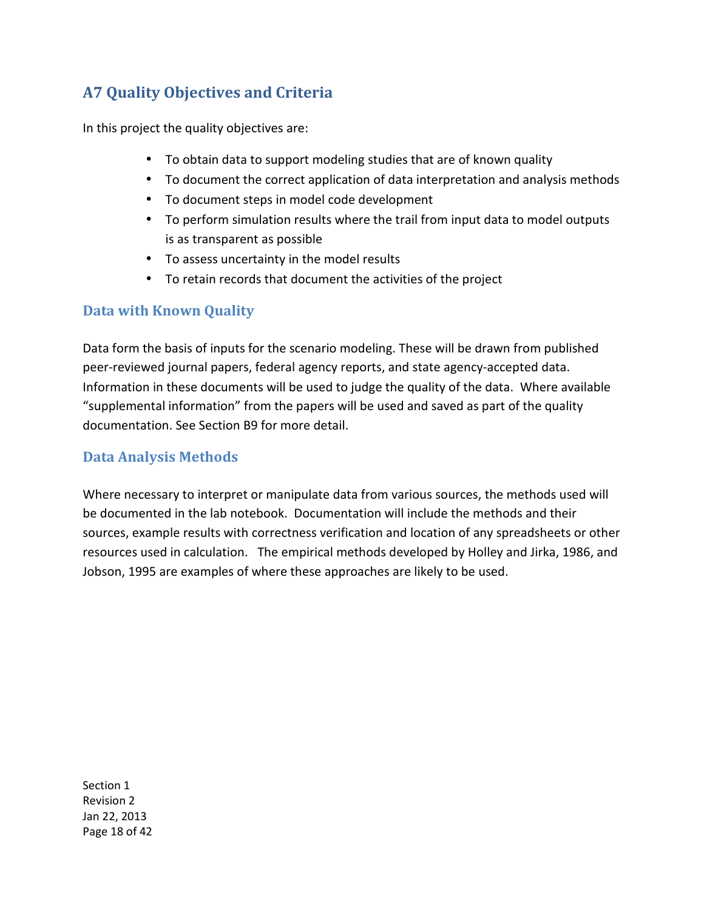## A7 Quality Objectives and Criteria

In this project the quality objectives are:

- To obtain data to support modeling studies that are of known quality
- To document the correct application of data interpretation and analysis methods
- To document steps in model code development
- To perform simulation results where the trail from input data to model outputs is as transparent as possible
- To assess uncertainty in the model results
- To retain records that document the activities of the project

### Data with Known Quality

Data form the basis of inputs for the scenario modeling. These will be drawn from published peer-reviewed journal papers, federal agency reports, and state agency-accepted data. Information in these documents will be used to judge the quality of the data. Where available "supplemental information" from the papers will be used and saved as part of the quality documentation. See Section B9 for more detail.

### Data Analysis Methods

Where necessary to interpret or manipulate data from various sources, the methods used will be documented in the lab notebook. Documentation will include the methods and their sources, example results with correctness verification and location of any spreadsheets or other resources used in calculation. The empirical methods developed by Holley and Jirka, 1986, and Jobson, 1995 are examples of where these approaches are likely to be used.

Section 1
Revision 2
Jan 22, 2013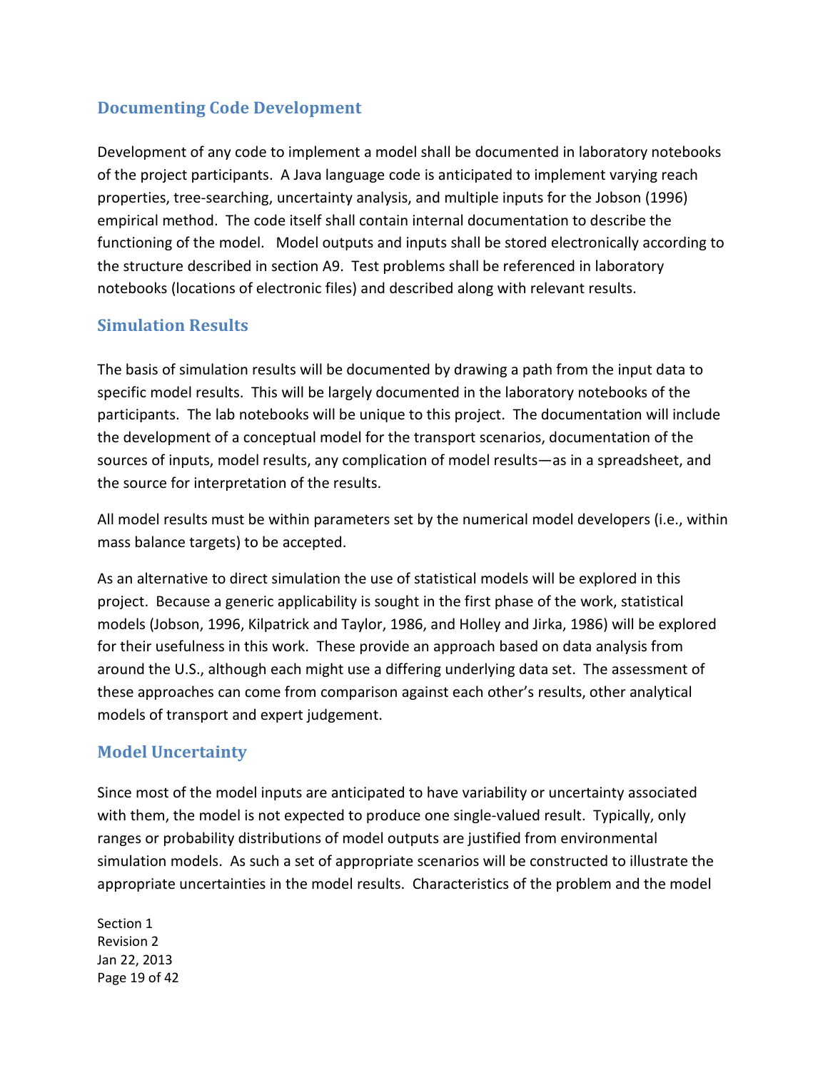## Documenting Code Development

Development of any code to implement a model shall be documented in laboratory notebooks of the project participants. A Java language code is anticipated to implement varying reach properties, tree-searching, uncertainty analysis, and multiple inputs for the Jobson (1996) empirical method. The code itself shall contain internal documentation to describe the functioning of the model. Model outputs and inputs shall be stored electronically according to the structure described in section A9. Test problems shall be referenced in laboratory notebooks (locations of electronic files) and described along with relevant results.

## Simulation Results

The basis of simulation results will be documented by drawing a path from the input data to specific model results. This will be largely documented in the laboratory notebooks of the participants. The lab notebooks will be unique to this project. The documentation will include the development of a conceptual model for the transport scenarios, documentation of the sources of inputs, model results, any complication of model results—as in a spreadsheet, and the source for interpretation of the results.

All model results must be within parameters set by the numerical model developers (i.e., within mass balance targets) to be accepted.

As an alternative to direct simulation the use of statistical models will be explored in this project. Because a generic applicability is sought in the first phase of the work, statistical models (Jobson, 1996, Kilpatrick and Taylor, 1986, and Holley and Jirka, 1986) will be explored for their usefulness in this work. These provide an approach based on data analysis from around the U.S., although each might use a differing underlying data set. The assessment of these approaches can come from comparison against each other's results, other analytical models of transport and expert judgement.

## Model Uncertainty

Since most of the model inputs are anticipated to have variability or uncertainty associated with them, the model is not expected to produce one single-valued result. Typically, only ranges or probability distributions of model outputs are justified from environmental simulation models. As such a set of appropriate scenarios will be constructed to illustrate the appropriate uncertainties in the model results. Characteristics of the problem and the model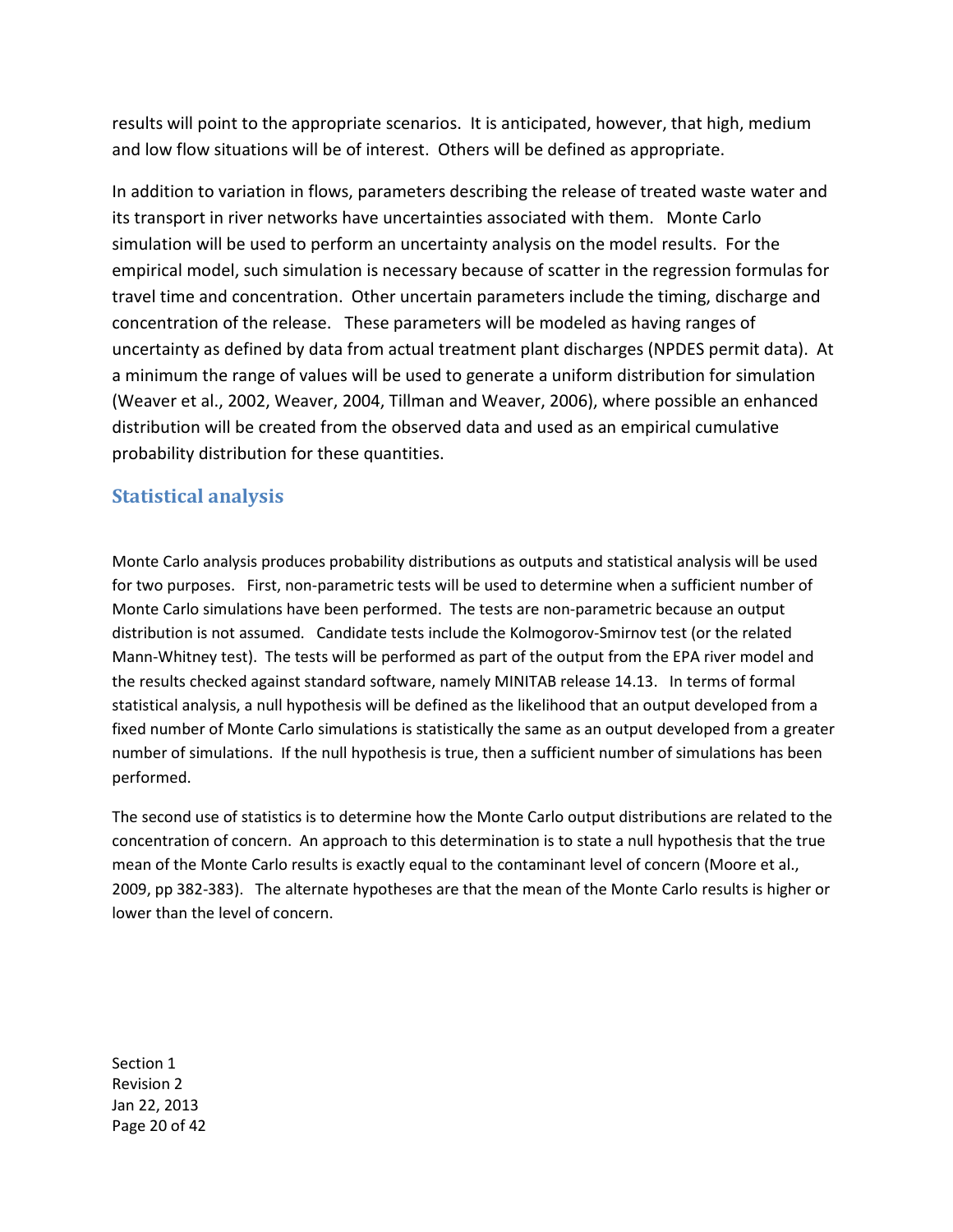results will point to the appropriate scenarios. It is anticipated, however, that high, medium and low flow situations will be of interest. Others will be defined as appropriate.

In addition to variation in flows, parameters describing the release of treated waste water and its transport in river networks have uncertainties associated with them. Monte Carlo simulation will be used to perform an uncertainty analysis on the model results. For the empirical model, such simulation is necessary because of scatter in the regression formulas for travel time and concentration. Other uncertain parameters include the timing, discharge and concentration of the release. These parameters will be modeled as having ranges of uncertainty as defined by data from actual treatment plant discharges (NPDES permit data). At a minimum the range of values will be used to generate a uniform distribution for simulation (Weaver et al., 2002, Weaver, 2004, Tillman and Weaver, 2006), where possible an enhanced distribution will be created from the observed data and used as an empirical cumulative probability distribution for these quantities.

## Statistical analysis

Monte Carlo analysis produces probability distributions as outputs and statistical analysis will be used for two purposes. First, non-parametric tests will be used to determine when a sufficient number of Monte Carlo simulations have been performed. The tests are non-parametric because an output distribution is not assumed. Candidate tests include the Kolmogorov-Smirnov test (or the related Mann-Whitney test). The tests will be performed as part of the output from the EPA river model and the results checked against standard software, namely MINITAB release 14.13. In terms of formal statistical analysis, a null hypothesis will be defined as the likelihood that an output developed from a fixed number of Monte Carlo simulations is statistically the same as an output developed from a greater number of simulations. If the null hypothesis is true, then a sufficient number of simulations has been performed.

The second use of statistics is to determine how the Monte Carlo output distributions are related to the concentration of concern. An approach to this determination is to state a null hypothesis that the true mean of the Monte Carlo results is exactly equal to the contaminant level of concern (Moore et al., 2009, pp 382-383). The alternate hypotheses are that the mean of the Monte Carlo results is higher or lower than the level of concern.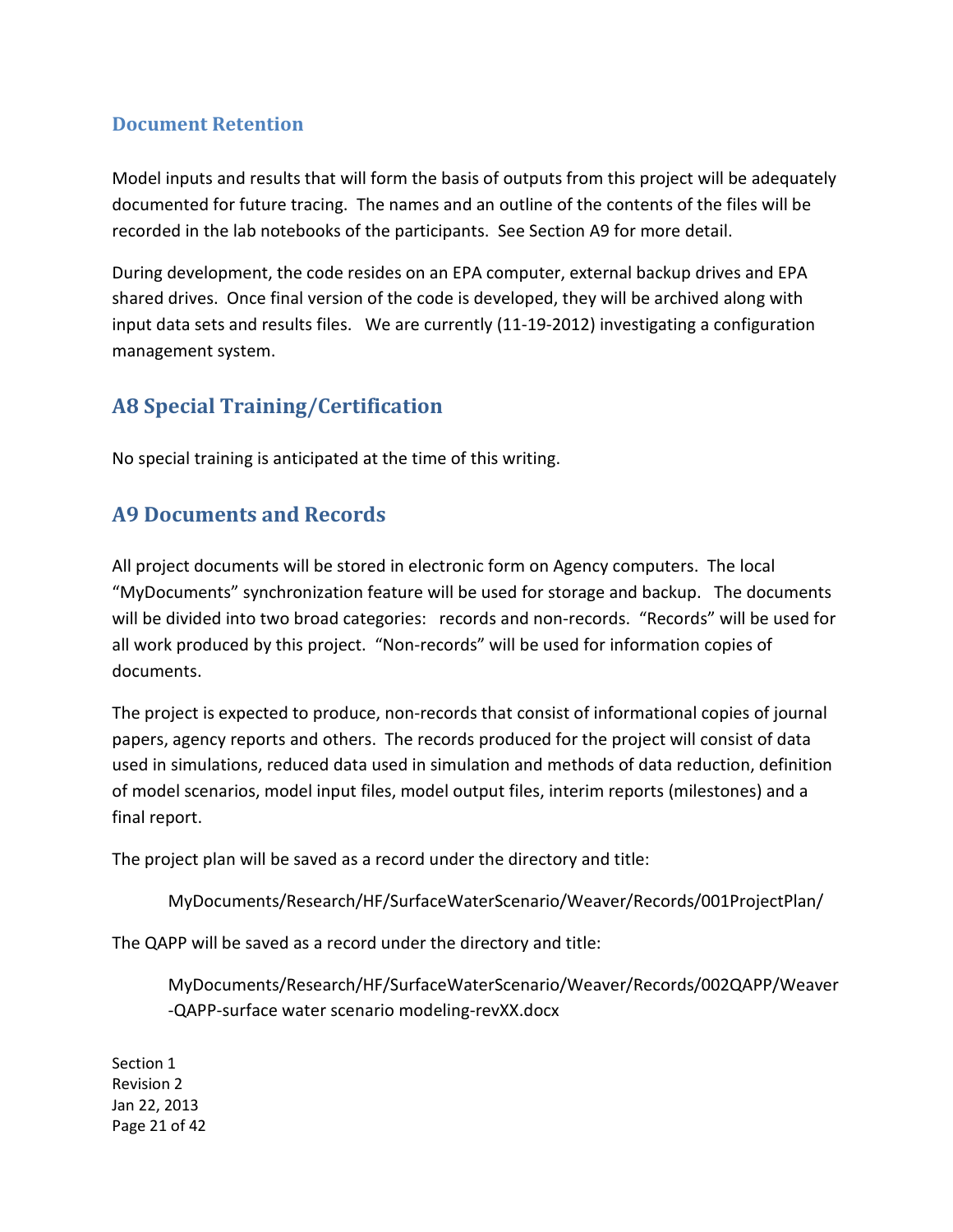### Document Retention

Model inputs and results that will form the basis of outputs from this project will be adequately documented for future tracing. The names and an outline of the contents of the files will be recorded in the lab notebooks of the participants. See Section A9 for more detail.

During development, the code resides on an EPA computer, external backup drives and EPA shared drives. Once final version of the code is developed, they will be archived along with input data sets and results files. We are currently (11-19-2012) investigating a configuration management system.

## A8 Special Training/Certification

No special training is anticipated at the time of this writing.

## A9 Documents and Records

All project documents will be stored in electronic form on Agency computers. The local "MyDocuments" synchronization feature will be used for storage and backup. The documents will be divided into two broad categories: records and non-records. "Records" will be used for all work produced by this project. "Non-records" will be used for information copies of documents.

The project is expected to produce, non-records that consist of informational copies of journal papers, agency reports and others. The records produced for the project will consist of data used in simulations, reduced data used in simulation and methods of data reduction, definition of model scenarios, model input files, model output files, interim reports (milestones) and a final report.

The project plan will be saved as a record under the directory and title:

> MyDocuments/Research/HF/SurfaceWaterScenario/Weaver/Records/001ProjectPlan/

The QAPP will be saved as a record under the directory and title:

> MyDocuments/Research/HF/SurfaceWaterScenario/Weaver/Records/002QAPP/Weaver-QAPP-surface water scenario modeling-revXX.docx

Section 1
Revision 2
Jan 22, 2013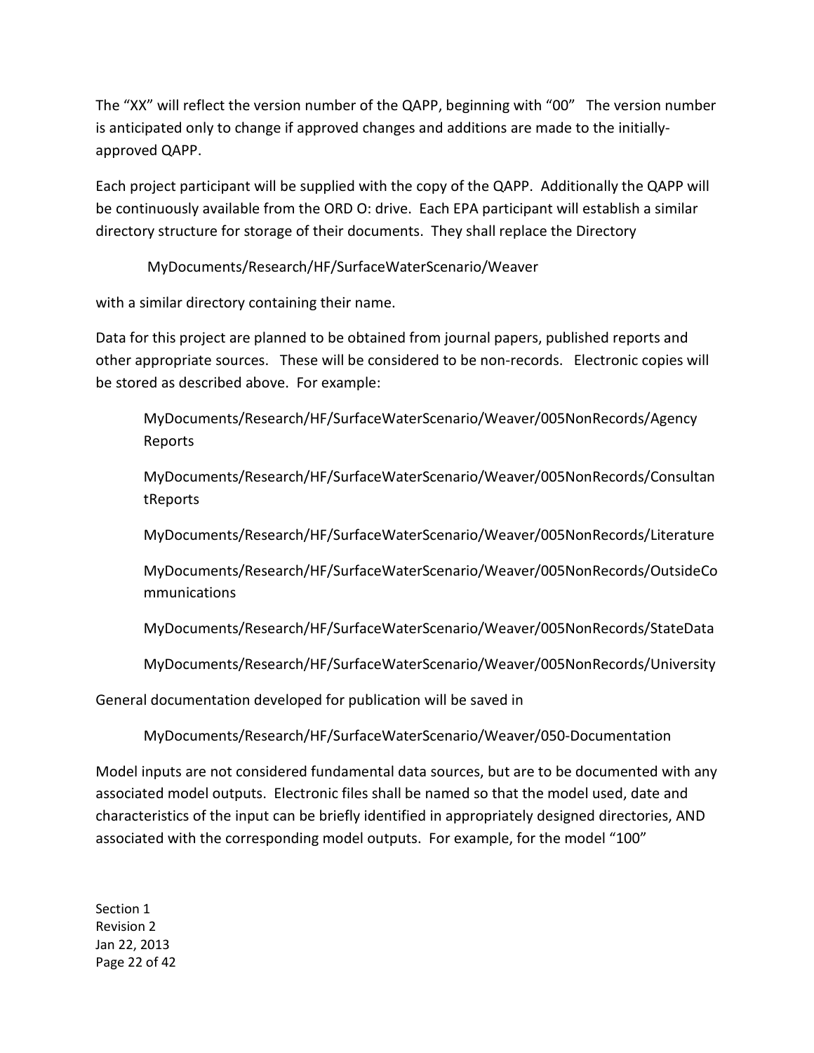The “XX” will reflect the version number of the QAPP, beginning with “00” The version number is anticipated only to change if approved changes and additions are made to the initially-approved QAPP.

Each project participant will be supplied with the copy of the QAPP. Additionally the QAPP will be continuously available from the ORD O: drive. Each EPA participant will establish a similar directory structure for storage of their documents. They shall replace the Directory

MyDocuments/Research/HF/SurfaceWaterScenario/Weaver

with a similar directory containing their name.

Data for this project are planned to be obtained from journal papers, published reports and other appropriate sources. These will be considered to be non-records. Electronic copies will be stored as described above. For example:

MyDocuments/Research/HF/SurfaceWaterScenario/Weaver/005NonRecords/Agency Reports

MyDocuments/Research/HF/SurfaceWaterScenario/Weaver/005NonRecords/ConsultantReports

MyDocuments/Research/HF/SurfaceWaterScenario/Weaver/005NonRecords/Literature

MyDocuments/Research/HF/SurfaceWaterScenario/Weaver/005NonRecords/OutsideCommunications

MyDocuments/Research/HF/SurfaceWaterScenario/Weaver/005NonRecords/StateData

MyDocuments/Research/HF/SurfaceWaterScenario/Weaver/005NonRecords/University

General documentation developed for publication will be saved in

MyDocuments/Research/HF/SurfaceWaterScenario/Weaver/050-Documentation

Model inputs are not considered fundamental data sources, but are to be documented with any associated model outputs. Electronic files shall be named so that the model used, date and characteristics of the input can be briefly identified in appropriately designed directories, AND associated with the corresponding model outputs. For example, for the model “100”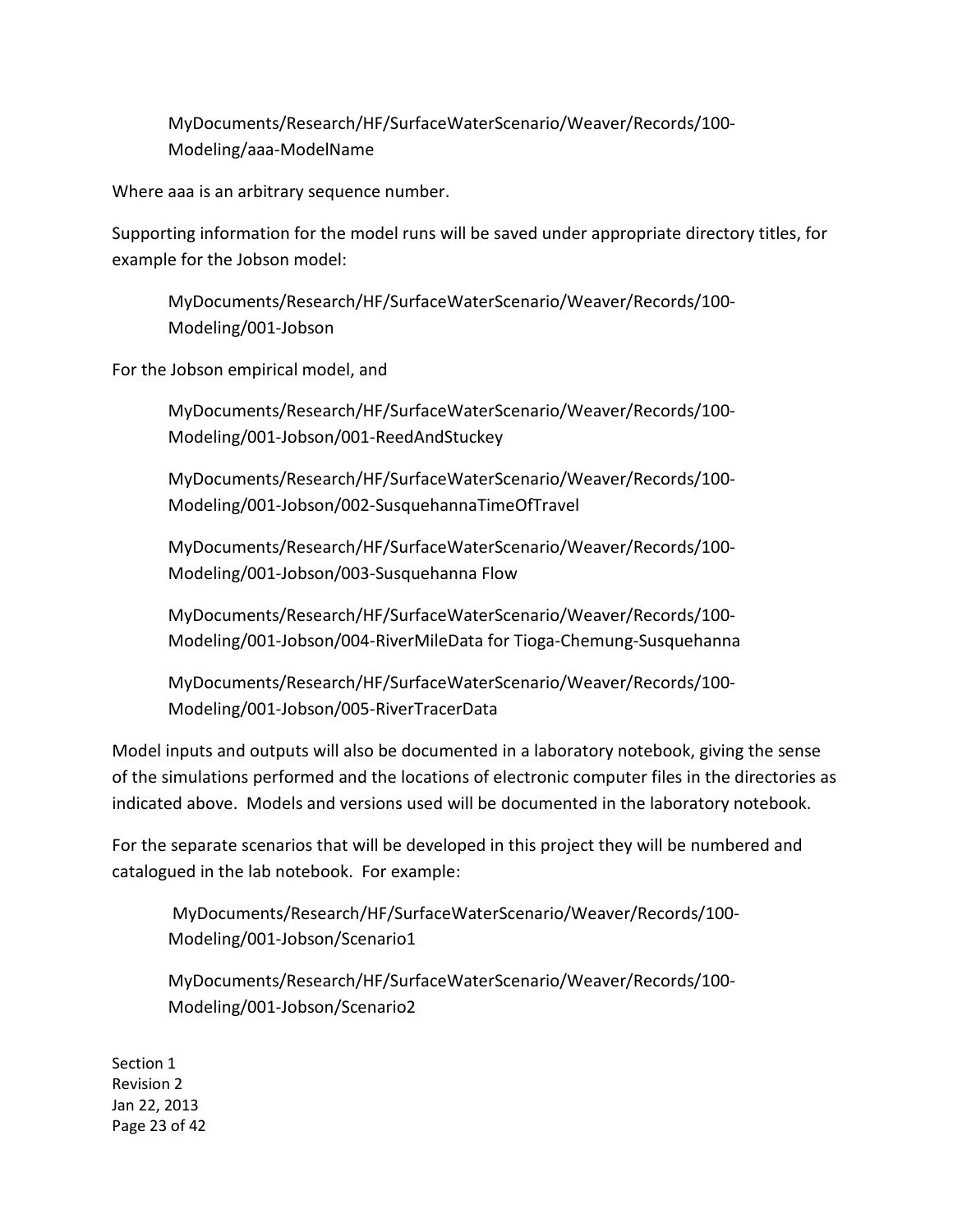MyDocuments/Research/HF/SurfaceWaterScenario/Weaver/Records/100-Modeling/aaa-ModelName

Where aaa is an arbitrary sequence number.

Supporting information for the model runs will be saved under appropriate directory titles, for example for the Jobson model:

MyDocuments/Research/HF/SurfaceWaterScenario/Weaver/Records/100-Modeling/001-Jobson

For the Jobson empirical model, and

MyDocuments/Research/HF/SurfaceWaterScenario/Weaver/Records/100-Modeling/001-Jobson/001-ReedAndStuckey

MyDocuments/Research/HF/SurfaceWaterScenario/Weaver/Records/100-Modeling/001-Jobson/002-SusquehannaTimeOfTravel

MyDocuments/Research/HF/SurfaceWaterScenario/Weaver/Records/100-Modeling/001-Jobson/003-Susquehanna Flow

MyDocuments/Research/HF/SurfaceWaterScenario/Weaver/Records/100-Modeling/001-Jobson/004-RiverMileData for Tioga-Chemung-Susquehanna

MyDocuments/Research/HF/SurfaceWaterScenario/Weaver/Records/100-Modeling/001-Jobson/005-RiverTracerData

Model inputs and outputs will also be documented in a laboratory notebook, giving the sense of the simulations performed and the locations of electronic computer files in the directories as indicated above. Models and versions used will be documented in the laboratory notebook.

For the separate scenarios that will be developed in this project they will be numbered and catalogued in the lab notebook. For example:

MyDocuments/Research/HF/SurfaceWaterScenario/Weaver/Records/100-Modeling/001-Jobson/Scenario1

MyDocuments/Research/HF/SurfaceWaterScenario/Weaver/Records/100-Modeling/001-Jobson/Scenario2

Section 1
Revision 2
Jan 22, 2013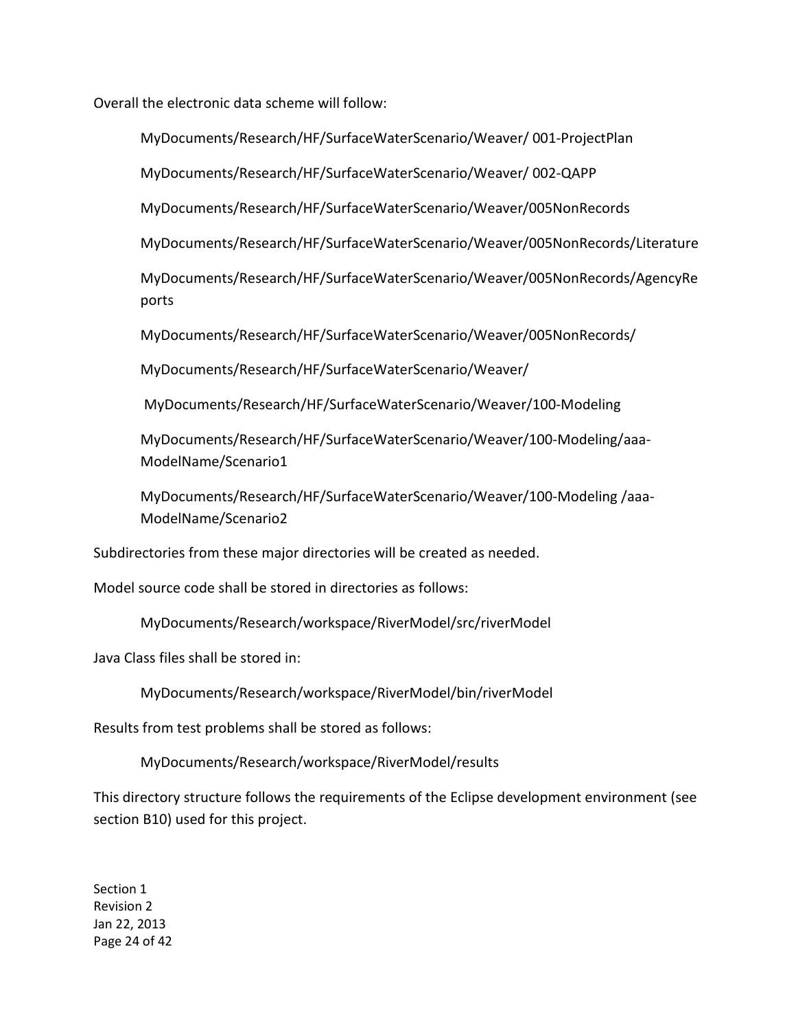Overall the electronic data scheme will follow:

> MyDocuments/Research/HF/SurfaceWaterScenario/Weaver/ 001-ProjectPlan
>
> MyDocuments/Research/HF/SurfaceWaterScenario/Weaver/ 002-QAPP
>
> MyDocuments/Research/HF/SurfaceWaterScenario/Weaver/005NonRecords
>
> MyDocuments/Research/HF/SurfaceWaterScenario/Weaver/005NonRecords/Literature
>
> MyDocuments/Research/HF/SurfaceWaterScenario/Weaver/005NonRecords/AgencyReports
>
> MyDocuments/Research/HF/SurfaceWaterScenario/Weaver/005NonRecords/
>
> MyDocuments/Research/HF/SurfaceWaterScenario/Weaver/
>
> MyDocuments/Research/HF/SurfaceWaterScenario/Weaver/100-Modeling
>
> MyDocuments/Research/HF/SurfaceWaterScenario/Weaver/100-Modeling/aaa-ModelName/Scenario1
>
> MyDocuments/Research/HF/SurfaceWaterScenario/Weaver/100-Modeling /aaa-ModelName/Scenario2

Subdirectories from these major directories will be created as needed.

Model source code shall be stored in directories as follows:

> MyDocuments/Research/workspace/RiverModel/src/riverModel

Java Class files shall be stored in:

> MyDocuments/Research/workspace/RiverModel/bin/riverModel

Results from test problems shall be stored as follows:

> MyDocuments/Research/workspace/RiverModel/results

This directory structure follows the requirements of the Eclipse development environment (see section B10) used for this project.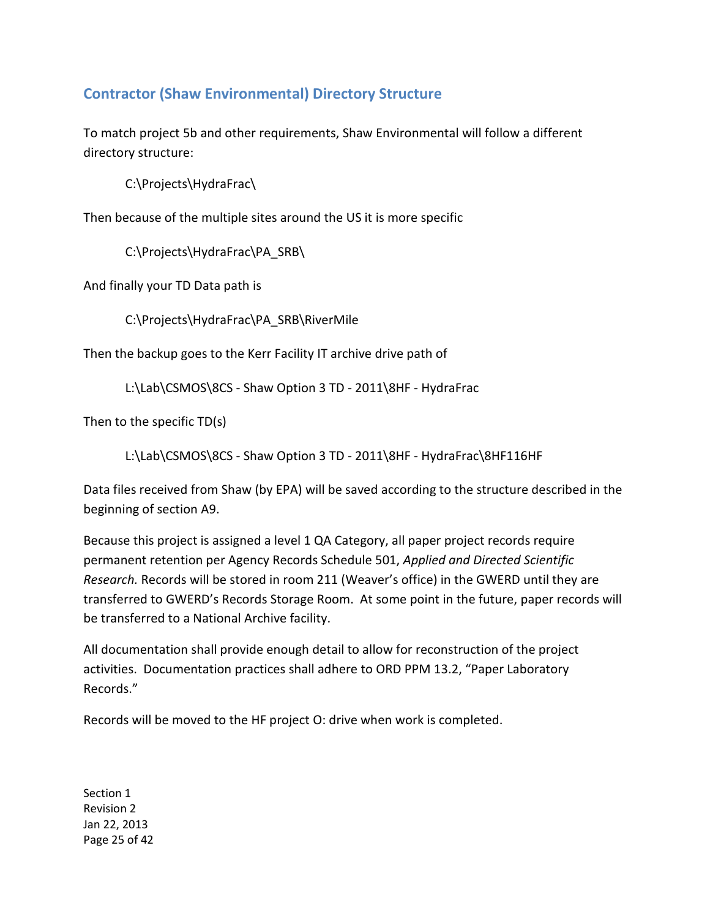## Contractor (Shaw Environmental) Directory Structure

To match project 5b and other requirements, Shaw Environmental will follow a different directory structure:

C:\Projects\HydraFrac\

Then because of the multiple sites around the US it is more specific

C:\Projects\HydraFrac\PA_SRB\

And finally your TD Data path is

C:\Projects\HydraFrac\PA_SRB\RiverMile

Then the backup goes to the Kerr Facility IT archive drive path of

L:\Lab\CSMOS\8CS - Shaw Option 3 TD - 2011\8HF - HydraFrac

Then to the specific TD(s)

L:\Lab\CSMOS\8CS - Shaw Option 3 TD - 2011\8HF - HydraFrac\8HF116HF

Data files received from Shaw (by EPA) will be saved according to the structure described in the beginning of section A9.

Because this project is assigned a level 1 QA Category, all paper project records require permanent retention per Agency Records Schedule 501, *Applied and Directed Scientific Research.* Records will be stored in room 211 (Weaver's office) in the GWERD until they are transferred to GWERD's Records Storage Room. At some point in the future, paper records will be transferred to a National Archive facility.

All documentation shall provide enough detail to allow for reconstruction of the project activities. Documentation practices shall adhere to ORD PPM 13.2, "Paper Laboratory Records."

Records will be moved to the HF project O: drive when work is completed.

Section 1
Revision 2
Jan 22, 2013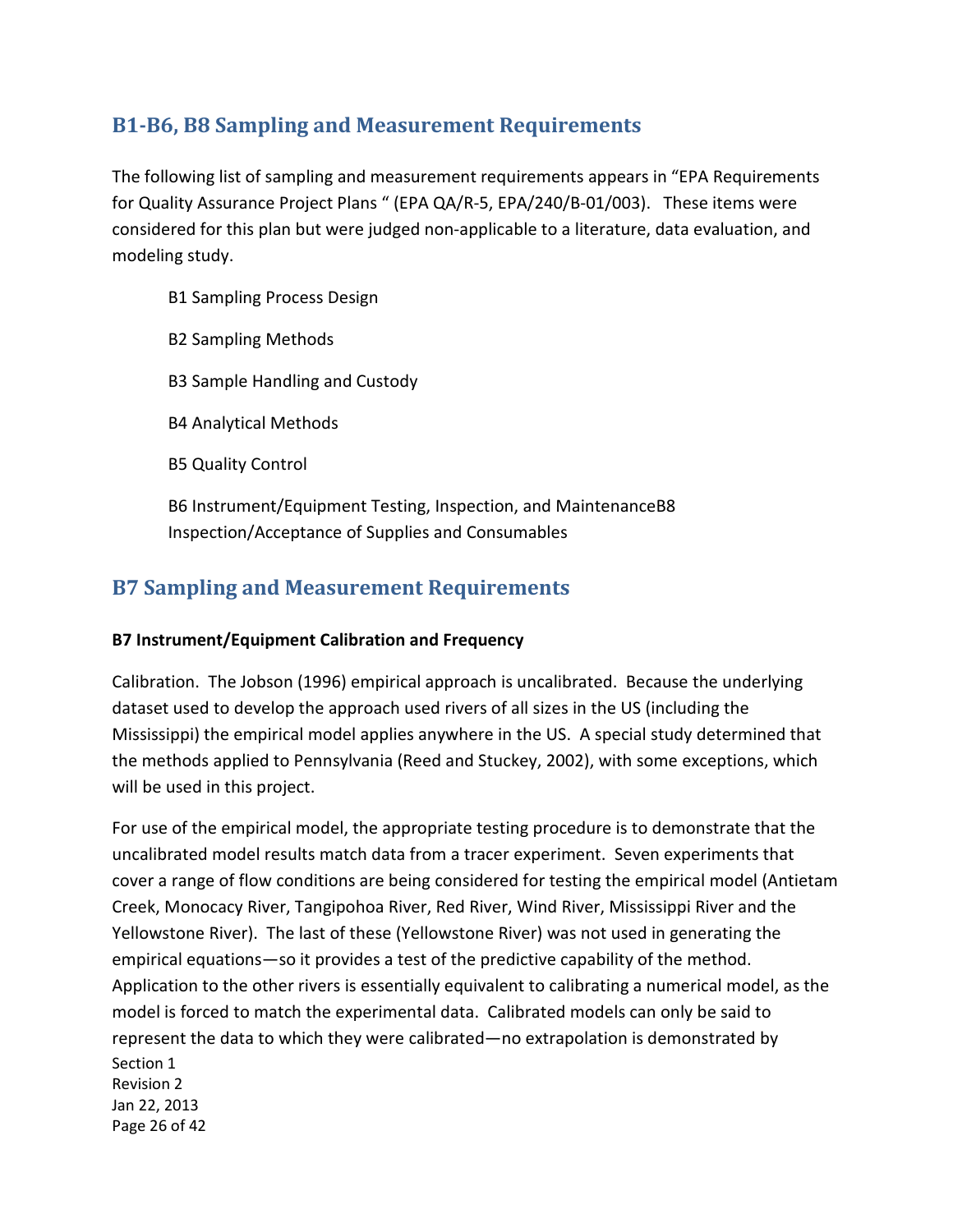## B1-B6, B8 Sampling and Measurement Requirements

The following list of sampling and measurement requirements appears in "EPA Requirements for Quality Assurance Project Plans " (EPA QA/R-5, EPA/240/B-01/003). These items were considered for this plan but were judged non-applicable to a literature, data evaluation, and modeling study.

B1 Sampling Process Design

B2 Sampling Methods

B3 Sample Handling and Custody

B4 Analytical Methods

B5 Quality Control

B6 Instrument/Equipment Testing, Inspection, and MaintenanceB8 Inspection/Acceptance of Supplies and Consumables

## B7 Sampling and Measurement Requirements

**B7 Instrument/Equipment Calibration and Frequency**

Calibration. The Jobson (1996) empirical approach is uncalibrated. Because the underlying dataset used to develop the approach used rivers of all sizes in the US (including the Mississippi) the empirical model applies anywhere in the US. A special study determined that the methods applied to Pennsylvania (Reed and Stuckey, 2002), with some exceptions, which will be used in this project.

For use of the empirical model, the appropriate testing procedure is to demonstrate that the uncalibrated model results match data from a tracer experiment. Seven experiments that cover a range of flow conditions are being considered for testing the empirical model (Antietam Creek, Monocacy River, Tangipohoa River, Red River, Wind River, Mississippi River and the Yellowstone River). The last of these (Yellowstone River) was not used in generating the empirical equations—so it provides a test of the predictive capability of the method. Application to the other rivers is essentially equivalent to calibrating a numerical model, as the model is forced to match the experimental data. Calibrated models can only be said to represent the data to which they were calibrated—no extrapolation is demonstrated by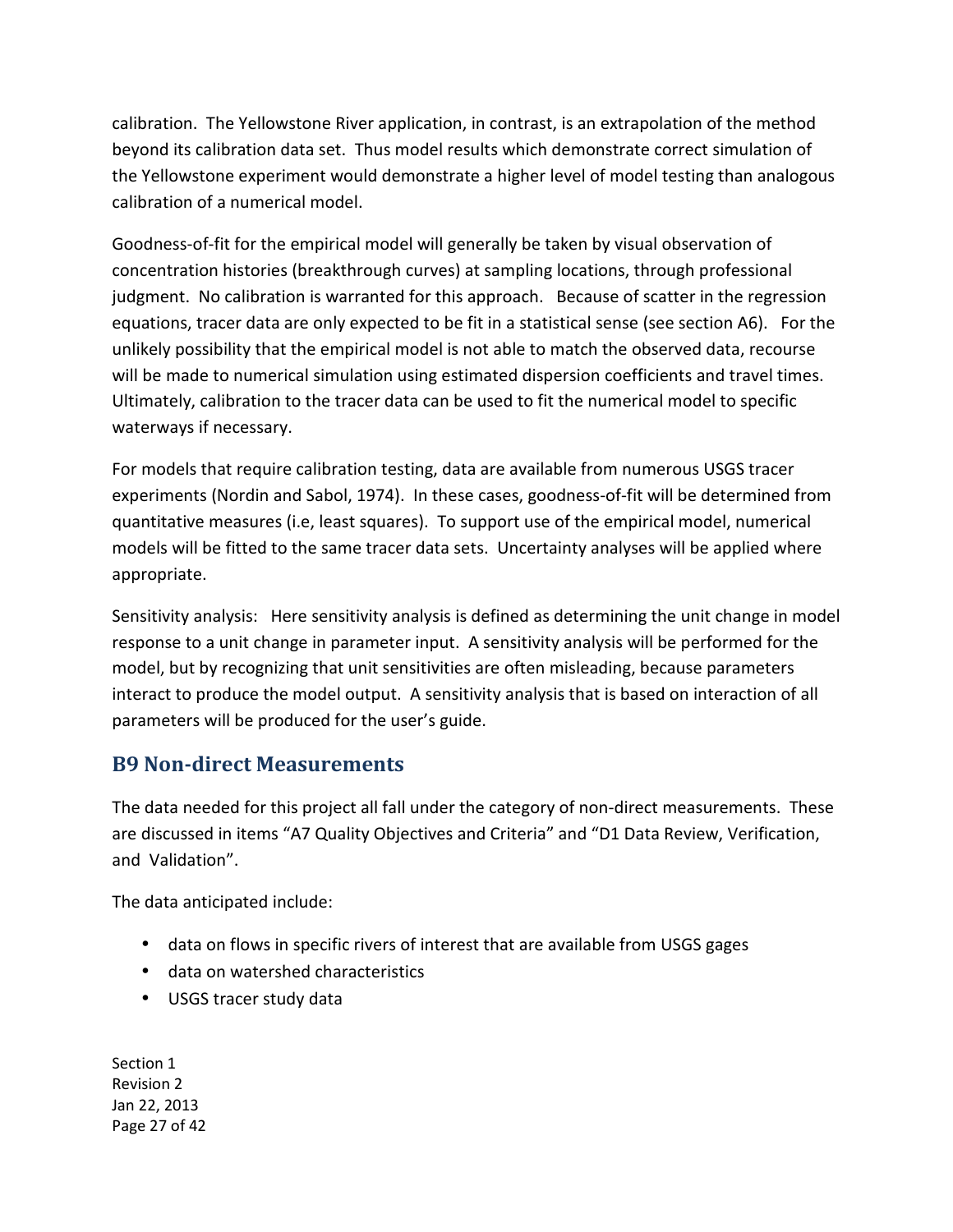calibration. The Yellowstone River application, in contrast, is an extrapolation of the method beyond its calibration data set. Thus model results which demonstrate correct simulation of the Yellowstone experiment would demonstrate a higher level of model testing than analogous calibration of a numerical model.

Goodness-of-fit for the empirical model will generally be taken by visual observation of concentration histories (breakthrough curves) at sampling locations, through professional judgment. No calibration is warranted for this approach. Because of scatter in the regression equations, tracer data are only expected to be fit in a statistical sense (see section A6). For the unlikely possibility that the empirical model is not able to match the observed data, recourse will be made to numerical simulation using estimated dispersion coefficients and travel times. Ultimately, calibration to the tracer data can be used to fit the numerical model to specific waterways if necessary.

For models that require calibration testing, data are available from numerous USGS tracer experiments (Nordin and Sabol, 1974). In these cases, goodness-of-fit will be determined from quantitative measures (i.e, least squares). To support use of the empirical model, numerical models will be fitted to the same tracer data sets. Uncertainty analyses will be applied where appropriate.

Sensitivity analysis: Here sensitivity analysis is defined as determining the unit change in model response to a unit change in parameter input. A sensitivity analysis will be performed for the model, but by recognizing that unit sensitivities are often misleading, because parameters interact to produce the model output. A sensitivity analysis that is based on interaction of all parameters will be produced for the user's guide.

## B9 Non-direct Measurements

The data needed for this project all fall under the category of non-direct measurements. These are discussed in items "A7 Quality Objectives and Criteria" and "D1 Data Review, Verification, and Validation".

The data anticipated include:

- data on flows in specific rivers of interest that are available from USGS gages
- data on watershed characteristics
- USGS tracer study data

Section 1
Revision 2
Jan 22, 2013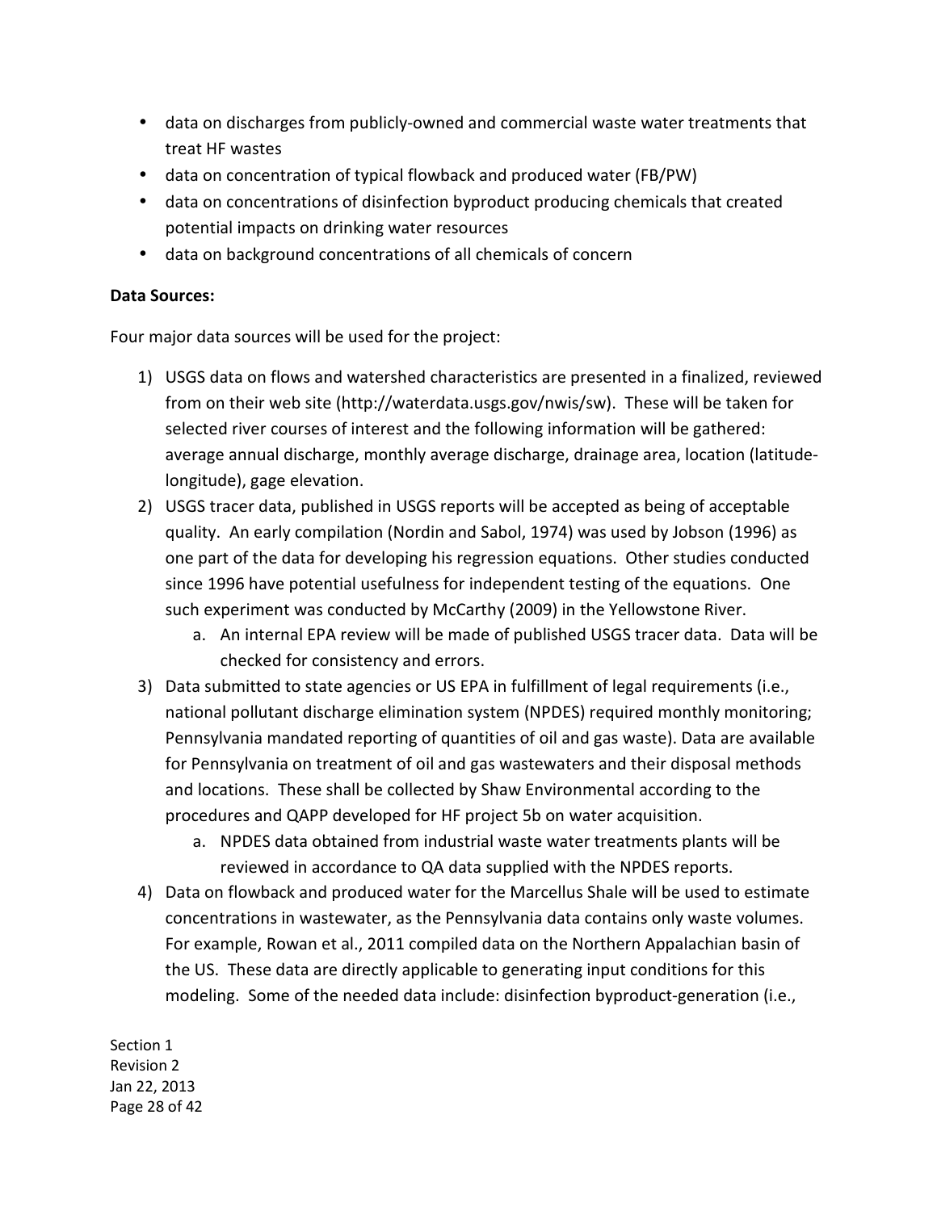- data on discharges from publicly-owned and commercial waste water treatments that treat HF wastes
- data on concentration of typical flowback and produced water (FB/PW)
- data on concentrations of disinfection byproduct producing chemicals that created potential impacts on drinking water resources
- data on background concentrations of all chemicals of concern

**Data Sources:**

Four major data sources will be used for the project:

1) USGS data on flows and watershed characteristics are presented in a finalized, reviewed from on their web site (http://waterdata.usgs.gov/nwis/sw). These will be taken for selected river courses of interest and the following information will be gathered: average annual discharge, monthly average discharge, drainage area, location (latitude-longitude), gage elevation.
2) USGS tracer data, published in USGS reports will be accepted as being of acceptable quality. An early compilation (Nordin and Sabol, 1974) was used by Jobson (1996) as one part of the data for developing his regression equations. Other studies conducted since 1996 have potential usefulness for independent testing of the equations. One such experiment was conducted by McCarthy (2009) in the Yellowstone River.
    a. An internal EPA review will be made of published USGS tracer data. Data will be checked for consistency and errors.
3) Data submitted to state agencies or US EPA in fulfillment of legal requirements (i.e., national pollutant discharge elimination system (NPDES) required monthly monitoring; Pennsylvania mandated reporting of quantities of oil and gas waste). Data are available for Pennsylvania on treatment of oil and gas wastewaters and their disposal methods and locations. These shall be collected by Shaw Environmental according to the procedures and QAPP developed for HF project 5b on water acquisition.
    a. NPDES data obtained from industrial waste water treatments plants will be reviewed in accordance to QA data supplied with the NPDES reports.
4) Data on flowback and produced water for the Marcellus Shale will be used to estimate concentrations in wastewater, as the Pennsylvania data contains only waste volumes. For example, Rowan et al., 2011 compiled data on the Northern Appalachian basin of the US. These data are directly applicable to generating input conditions for this modeling. Some of the needed data include: disinfection byproduct-generation (i.e.,

Section 1
Revision 2
Jan 22, 2013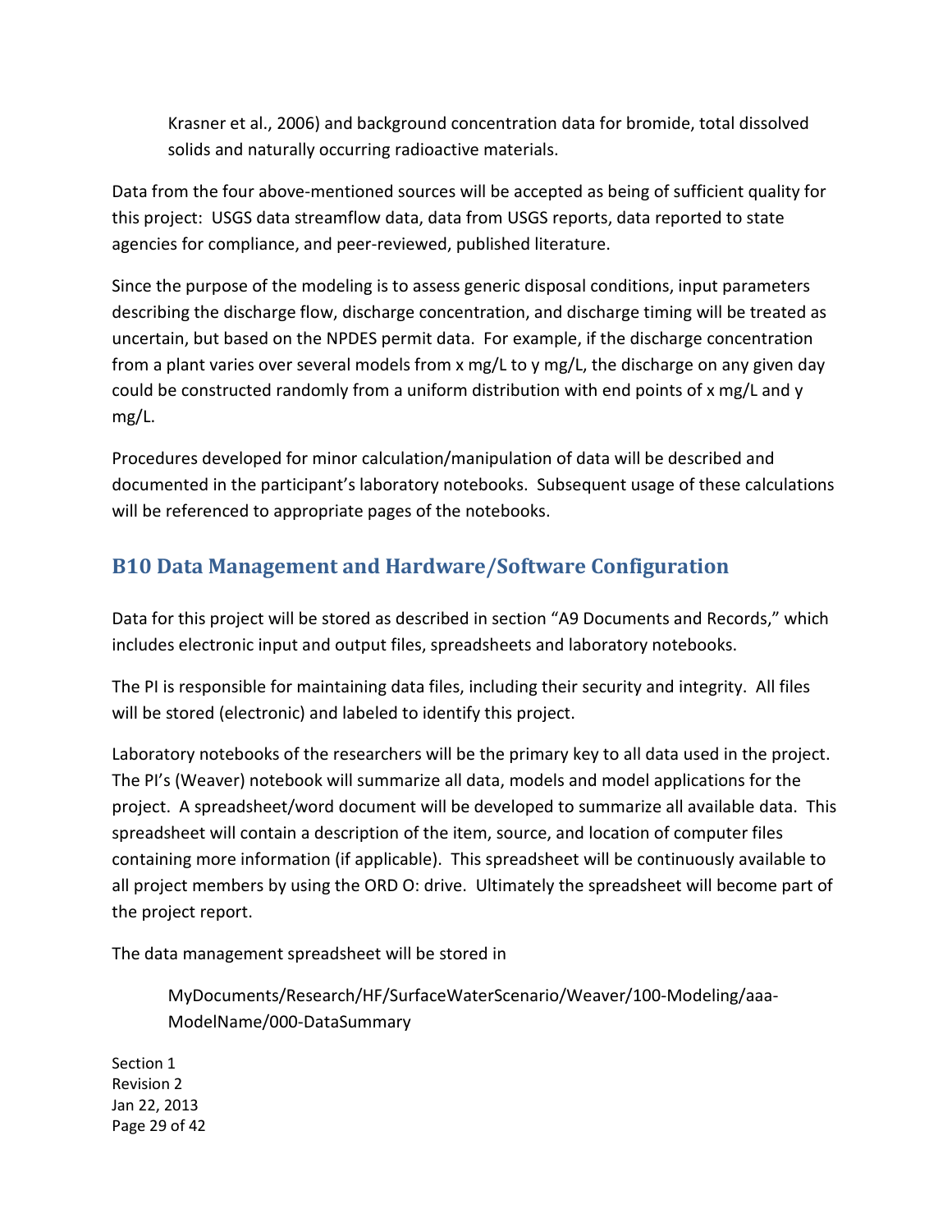Krasner et al., 2006) and background concentration data for bromide, total dissolved solids and naturally occurring radioactive materials.

Data from the four above-mentioned sources will be accepted as being of sufficient quality for this project: USGS data streamflow data, data from USGS reports, data reported to state agencies for compliance, and peer-reviewed, published literature.

Since the purpose of the modeling is to assess generic disposal conditions, input parameters describing the discharge flow, discharge concentration, and discharge timing will be treated as uncertain, but based on the NPDES permit data. For example, if the discharge concentration from a plant varies over several models from x mg/L to y mg/L, the discharge on any given day could be constructed randomly from a uniform distribution with end points of x mg/L and y mg/L.

Procedures developed for minor calculation/manipulation of data will be described and documented in the participant's laboratory notebooks. Subsequent usage of these calculations will be referenced to appropriate pages of the notebooks.

## B10 Data Management and Hardware/Software Configuration

Data for this project will be stored as described in section "A9 Documents and Records," which includes electronic input and output files, spreadsheets and laboratory notebooks.

The PI is responsible for maintaining data files, including their security and integrity. All files will be stored (electronic) and labeled to identify this project.

Laboratory notebooks of the researchers will be the primary key to all data used in the project. The PI's (Weaver) notebook will summarize all data, models and model applications for the project. A spreadsheet/word document will be developed to summarize all available data. This spreadsheet will contain a description of the item, source, and location of computer files containing more information (if applicable). This spreadsheet will be continuously available to all project members by using the ORD O: drive. Ultimately the spreadsheet will become part of the project report.

The data management spreadsheet will be stored in

> MyDocuments/Research/HF/SurfaceWaterScenario/Weaver/100-Modeling/aaa-ModelName/000-DataSummary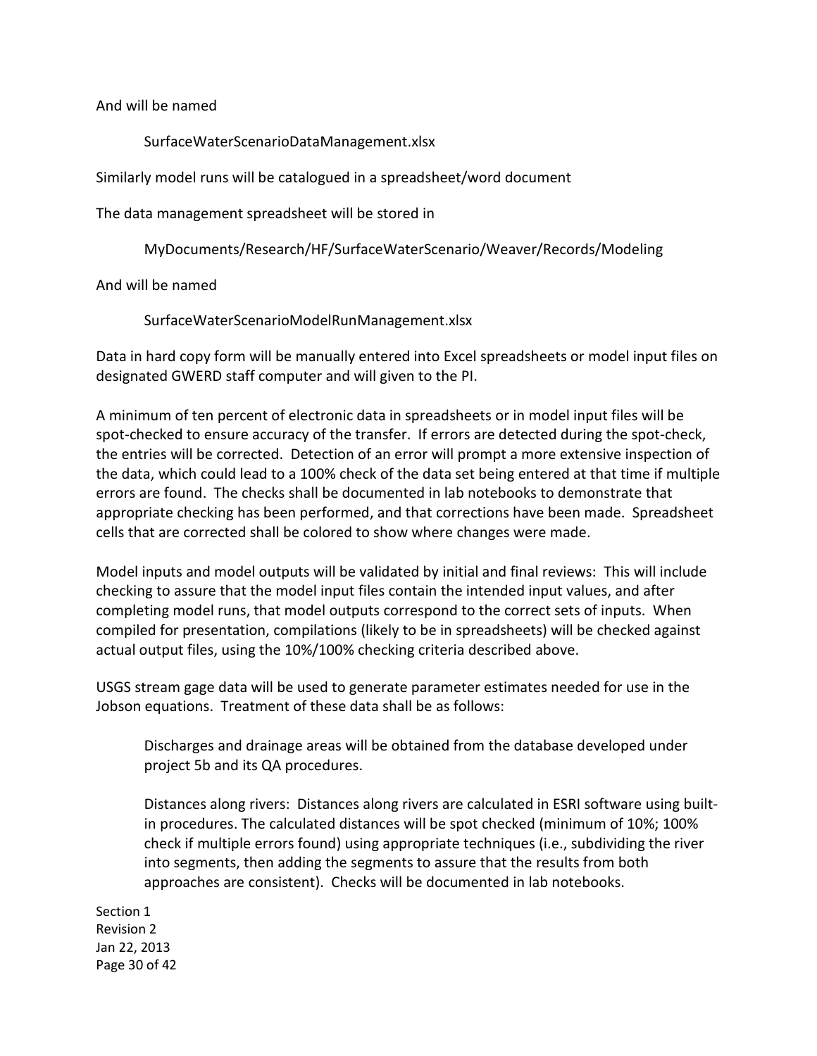And will be named

SurfaceWaterScenarioDataManagement.xlsx

Similarly model runs will be catalogued in a spreadsheet/word document

The data management spreadsheet will be stored in

MyDocuments/Research/HF/SurfaceWaterScenario/Weaver/Records/Modeling

And will be named

SurfaceWaterScenarioModelRunManagement.xlsx

Data in hard copy form will be manually entered into Excel spreadsheets or model input files on designated GWERD staff computer and will given to the PI.

A minimum of ten percent of electronic data in spreadsheets or in model input files will be spot-checked to ensure accuracy of the transfer. If errors are detected during the spot-check, the entries will be corrected. Detection of an error will prompt a more extensive inspection of the data, which could lead to a 100% check of the data set being entered at that time if multiple errors are found. The checks shall be documented in lab notebooks to demonstrate that appropriate checking has been performed, and that corrections have been made. Spreadsheet cells that are corrected shall be colored to show where changes were made.

Model inputs and model outputs will be validated by initial and final reviews: This will include checking to assure that the model input files contain the intended input values, and after completing model runs, that model outputs correspond to the correct sets of inputs. When compiled for presentation, compilations (likely to be in spreadsheets) will be checked against actual output files, using the 10%/100% checking criteria described above.

USGS stream gage data will be used to generate parameter estimates needed for use in the Jobson equations. Treatment of these data shall be as follows:

Discharges and drainage areas will be obtained from the database developed under project 5b and its QA procedures.

Distances along rivers: Distances along rivers are calculated in ESRI software using built-in procedures. The calculated distances will be spot checked (minimum of 10%; 100% check if multiple errors found) using appropriate techniques (i.e., subdividing the river into segments, then adding the segments to assure that the results from both approaches are consistent). Checks will be documented in lab notebooks.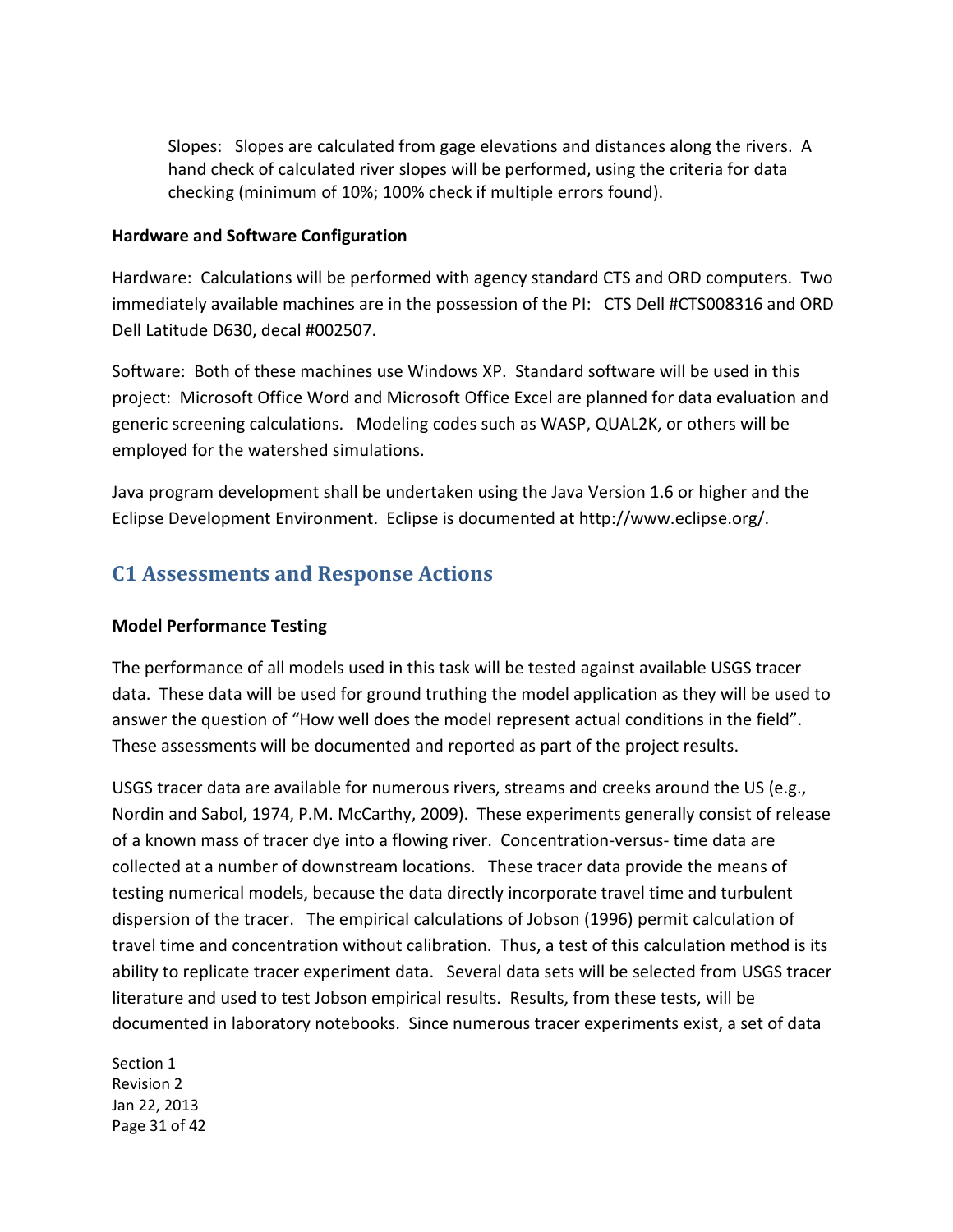Slopes: Slopes are calculated from gage elevations and distances along the rivers. A hand check of calculated river slopes will be performed, using the criteria for data checking (minimum of 10%; 100% check if multiple errors found).

**Hardware and Software Configuration**

Hardware: Calculations will be performed with agency standard CTS and ORD computers. Two immediately available machines are in the possession of the PI: CTS Dell #CTS008316 and ORD Dell Latitude D630, decal #002507.

Software: Both of these machines use Windows XP. Standard software will be used in this project: Microsoft Office Word and Microsoft Office Excel are planned for data evaluation and generic screening calculations. Modeling codes such as WASP, QUAL2K, or others will be employed for the watershed simulations.

Java program development shall be undertaken using the Java Version 1.6 or higher and the Eclipse Development Environment. Eclipse is documented at http://www.eclipse.org/.

## C1 Assessments and Response Actions

**Model Performance Testing**

The performance of all models used in this task will be tested against available USGS tracer data. These data will be used for ground truthing the model application as they will be used to answer the question of "How well does the model represent actual conditions in the field". These assessments will be documented and reported as part of the project results.

USGS tracer data are available for numerous rivers, streams and creeks around the US (e.g., Nordin and Sabol, 1974, P.M. McCarthy, 2009). These experiments generally consist of release of a known mass of tracer dye into a flowing river. Concentration-versus- time data are collected at a number of downstream locations. These tracer data provide the means of testing numerical models, because the data directly incorporate travel time and turbulent dispersion of the tracer. The empirical calculations of Jobson (1996) permit calculation of travel time and concentration without calibration. Thus, a test of this calculation method is its ability to replicate tracer experiment data. Several data sets will be selected from USGS tracer literature and used to test Jobson empirical results. Results, from these tests, will be documented in laboratory notebooks. Since numerous tracer experiments exist, a set of data

Section 1
Revision 2
Jan 22, 2013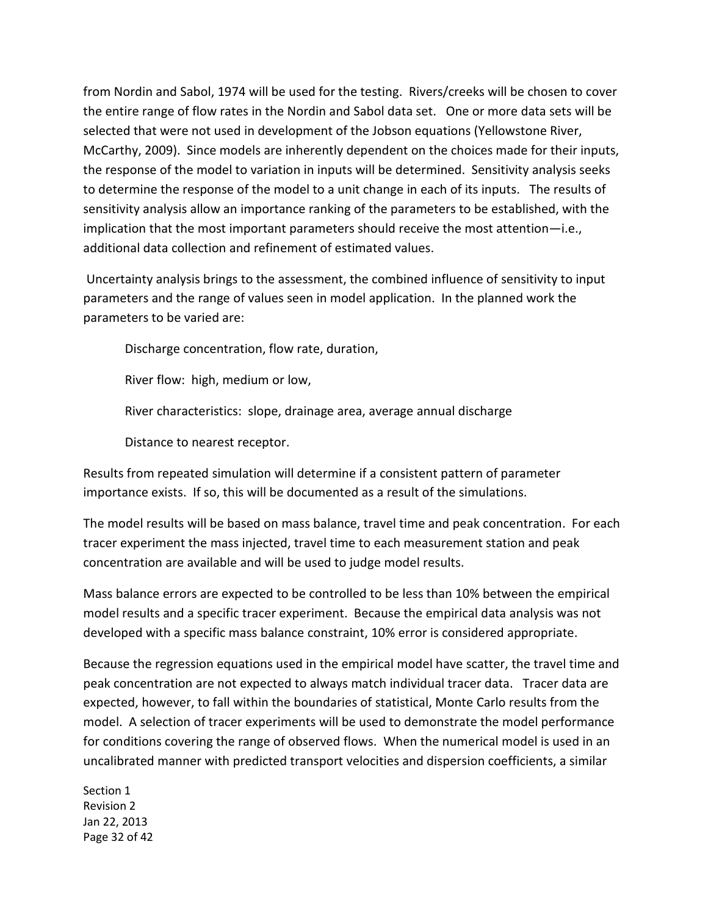from Nordin and Sabol, 1974 will be used for the testing. Rivers/creeks will be chosen to cover the entire range of flow rates in the Nordin and Sabol data set. One or more data sets will be selected that were not used in development of the Jobson equations (Yellowstone River, McCarthy, 2009). Since models are inherently dependent on the choices made for their inputs, the response of the model to variation in inputs will be determined. Sensitivity analysis seeks to determine the response of the model to a unit change in each of its inputs. The results of sensitivity analysis allow an importance ranking of the parameters to be established, with the implication that the most important parameters should receive the most attention—i.e., additional data collection and refinement of estimated values.

Uncertainty analysis brings to the assessment, the combined influence of sensitivity to input parameters and the range of values seen in model application. In the planned work the parameters to be varied are:

> Discharge concentration, flow rate, duration,
>
> River flow: high, medium or low,
>
> River characteristics: slope, drainage area, average annual discharge
>
> Distance to nearest receptor.

Results from repeated simulation will determine if a consistent pattern of parameter importance exists. If so, this will be documented as a result of the simulations.

The model results will be based on mass balance, travel time and peak concentration. For each tracer experiment the mass injected, travel time to each measurement station and peak concentration are available and will be used to judge model results.

Mass balance errors are expected to be controlled to be less than 10% between the empirical model results and a specific tracer experiment. Because the empirical data analysis was not developed with a specific mass balance constraint, 10% error is considered appropriate.

Because the regression equations used in the empirical model have scatter, the travel time and peak concentration are not expected to always match individual tracer data. Tracer data are expected, however, to fall within the boundaries of statistical, Monte Carlo results from the model. A selection of tracer experiments will be used to demonstrate the model performance for conditions covering the range of observed flows. When the numerical model is used in an uncalibrated manner with predicted transport velocities and dispersion coefficients, a similar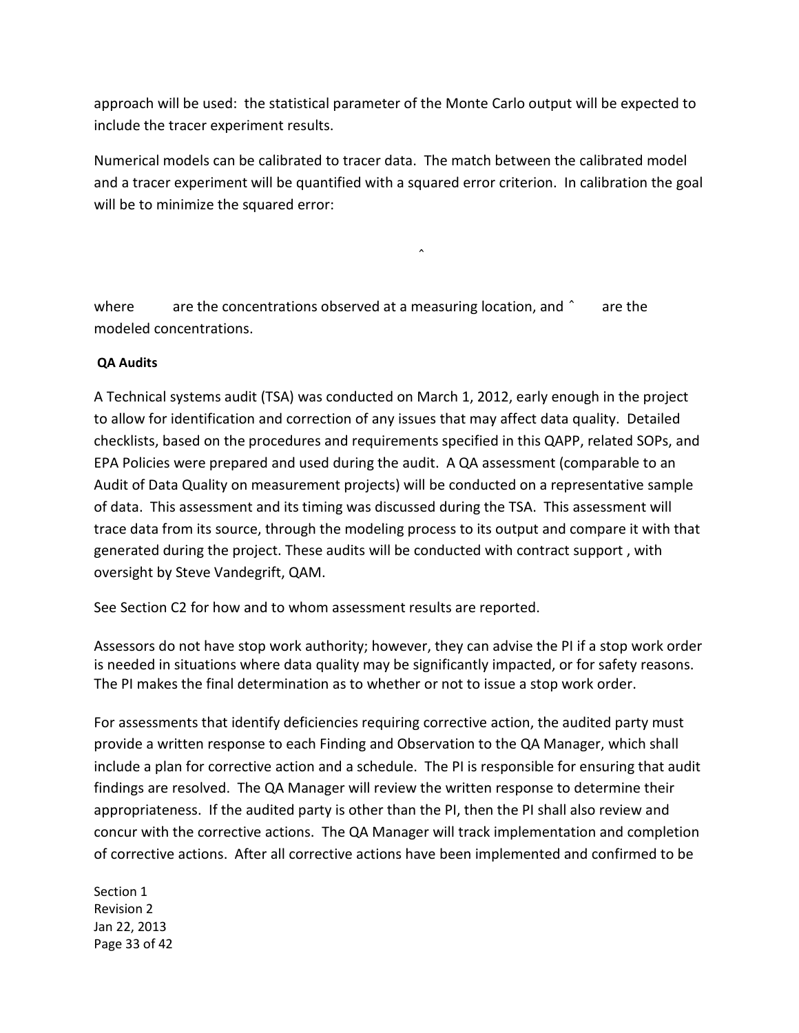approach will be used: the statistical parameter of the Monte Carlo output will be expected to include the tracer experiment results.

Numerical models can be calibrated to tracer data. The match between the calibrated model and a tracer experiment will be quantified with a squared error criterion. In calibration the goal will be to minimize the squared error:

ˆ

where are the concentrations observed at a measuring location, and ˆ are the modeled concentrations.

**QA Audits**

A Technical systems audit (TSA) was conducted on March 1, 2012, early enough in the project to allow for identification and correction of any issues that may affect data quality. Detailed checklists, based on the procedures and requirements specified in this QAPP, related SOPs, and EPA Policies were prepared and used during the audit. A QA assessment (comparable to an Audit of Data Quality on measurement projects) will be conducted on a representative sample of data. This assessment and its timing was discussed during the TSA. This assessment will trace data from its source, through the modeling process to its output and compare it with that generated during the project. These audits will be conducted with contract support , with oversight by Steve Vandegrift, QAM.

See Section C2 for how and to whom assessment results are reported.

Assessors do not have stop work authority; however, they can advise the PI if a stop work order is needed in situations where data quality may be significantly impacted, or for safety reasons. The PI makes the final determination as to whether or not to issue a stop work order.

For assessments that identify deficiencies requiring corrective action, the audited party must provide a written response to each Finding and Observation to the QA Manager, which shall include a plan for corrective action and a schedule. The PI is responsible for ensuring that audit findings are resolved. The QA Manager will review the written response to determine their appropriateness. If the audited party is other than the PI, then the PI shall also review and concur with the corrective actions. The QA Manager will track implementation and completion of corrective actions. After all corrective actions have been implemented and confirmed to be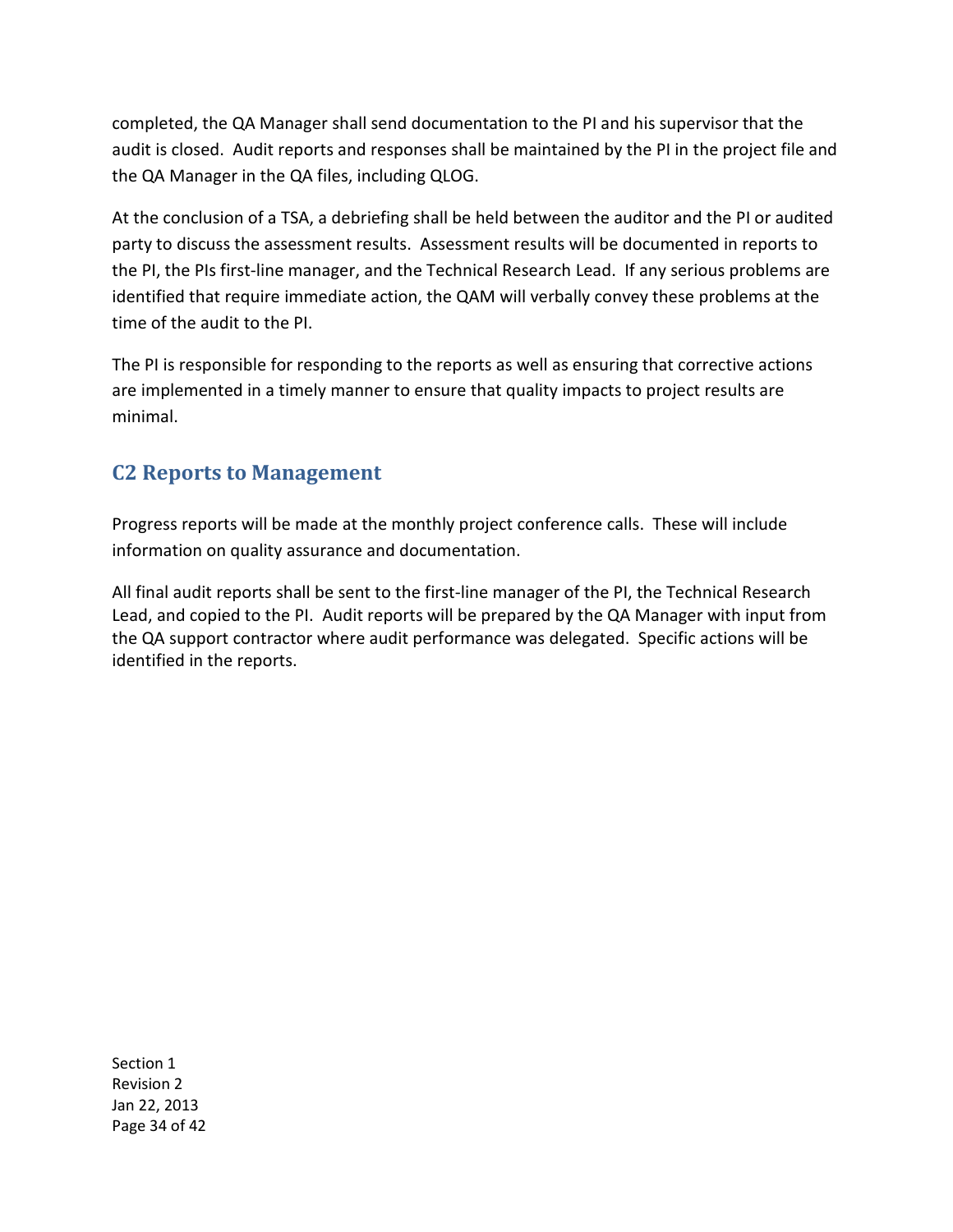completed, the QA Manager shall send documentation to the PI and his supervisor that the audit is closed. Audit reports and responses shall be maintained by the PI in the project file and the QA Manager in the QA files, including QLOG.

At the conclusion of a TSA, a debriefing shall be held between the auditor and the PI or audited party to discuss the assessment results. Assessment results will be documented in reports to the PI, the PIs first-line manager, and the Technical Research Lead. If any serious problems are identified that require immediate action, the QAM will verbally convey these problems at the time of the audit to the PI.

The PI is responsible for responding to the reports as well as ensuring that corrective actions are implemented in a timely manner to ensure that quality impacts to project results are minimal.

## C2 Reports to Management

Progress reports will be made at the monthly project conference calls. These will include information on quality assurance and documentation.

All final audit reports shall be sent to the first-line manager of the PI, the Technical Research Lead, and copied to the PI. Audit reports will be prepared by the QA Manager with input from the QA support contractor where audit performance was delegated. Specific actions will be identified in the reports.

Section 1
Revision 2
Jan 22, 2013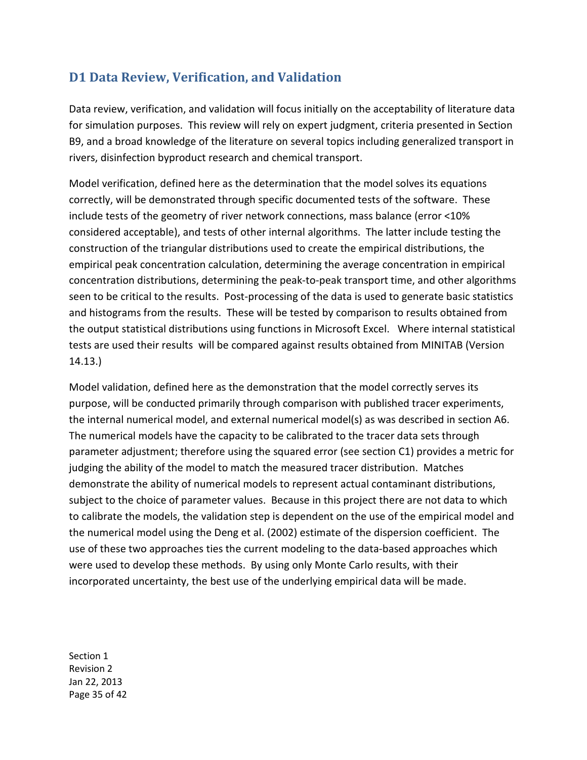## D1 Data Review, Verification, and Validation

Data review, verification, and validation will focus initially on the acceptability of literature data for simulation purposes. This review will rely on expert judgment, criteria presented in Section B9, and a broad knowledge of the literature on several topics including generalized transport in rivers, disinfection byproduct research and chemical transport.

Model verification, defined here as the determination that the model solves its equations correctly, will be demonstrated through specific documented tests of the software. These include tests of the geometry of river network connections, mass balance (error <10% considered acceptable), and tests of other internal algorithms. The latter include testing the construction of the triangular distributions used to create the empirical distributions, the empirical peak concentration calculation, determining the average concentration in empirical concentration distributions, determining the peak-to-peak transport time, and other algorithms seen to be critical to the results. Post-processing of the data is used to generate basic statistics and histograms from the results. These will be tested by comparison to results obtained from the output statistical distributions using functions in Microsoft Excel. Where internal statistical tests are used their results will be compared against results obtained from MINITAB (Version 14.13.)

Model validation, defined here as the demonstration that the model correctly serves its purpose, will be conducted primarily through comparison with published tracer experiments, the internal numerical model, and external numerical model(s) as was described in section A6. The numerical models have the capacity to be calibrated to the tracer data sets through parameter adjustment; therefore using the squared error (see section C1) provides a metric for judging the ability of the model to match the measured tracer distribution. Matches demonstrate the ability of numerical models to represent actual contaminant distributions, subject to the choice of parameter values. Because in this project there are not data to which to calibrate the models, the validation step is dependent on the use of the empirical model and the numerical model using the Deng et al. (2002) estimate of the dispersion coefficient. The use of these two approaches ties the current modeling to the data-based approaches which were used to develop these methods. By using only Monte Carlo results, with their incorporated uncertainty, the best use of the underlying empirical data will be made.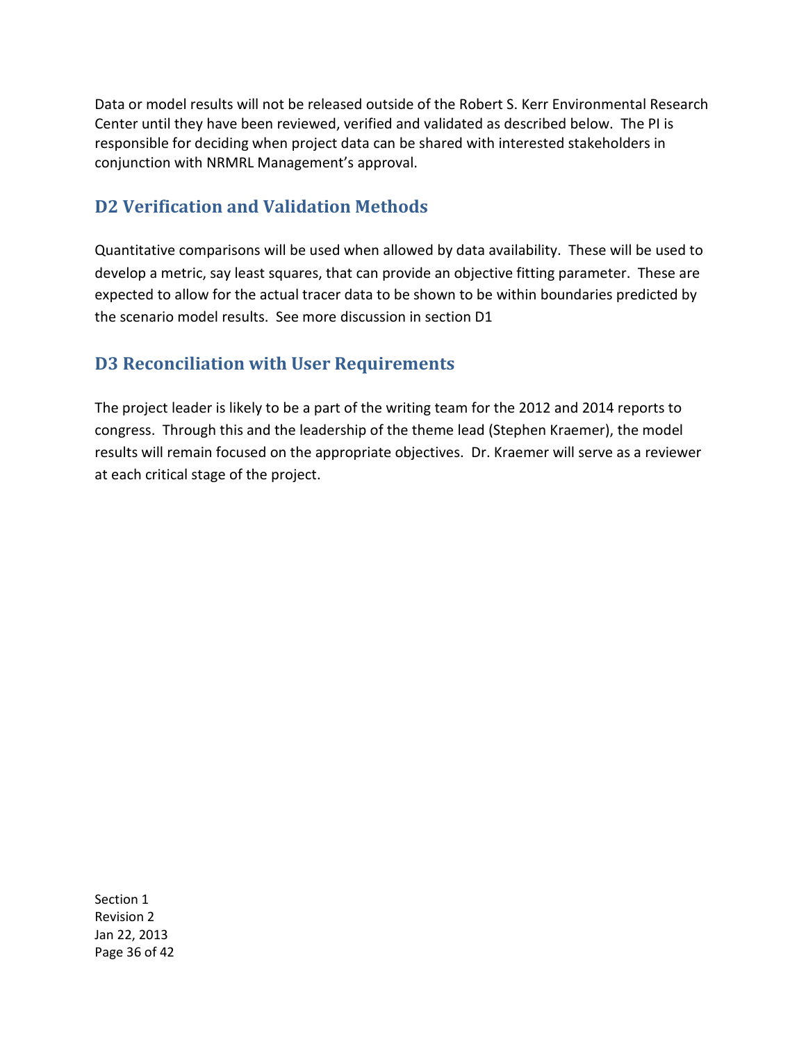Data or model results will not be released outside of the Robert S. Kerr Environmental Research Center until they have been reviewed, verified and validated as described below. The PI is responsible for deciding when project data can be shared with interested stakeholders in conjunction with NRMRL Management's approval.

## D2 Verification and Validation Methods

Quantitative comparisons will be used when allowed by data availability. These will be used to develop a metric, say least squares, that can provide an objective fitting parameter. These are expected to allow for the actual tracer data to be shown to be within boundaries predicted by the scenario model results. See more discussion in section D1

## D3 Reconciliation with User Requirements

The project leader is likely to be a part of the writing team for the 2012 and 2014 reports to congress. Through this and the leadership of the theme lead (Stephen Kraemer), the model results will remain focused on the appropriate objectives. Dr. Kraemer will serve as a reviewer at each critical stage of the project.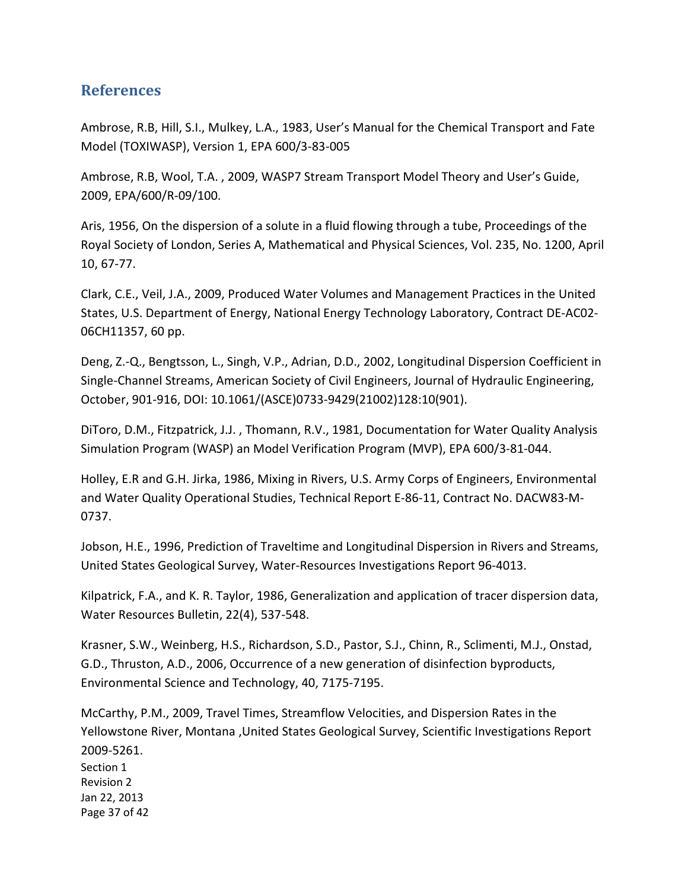## References

Ambrose, R.B, Hill, S.I., Mulkey, L.A., 1983, User's Manual for the Chemical Transport and Fate Model (TOXIWASP), Version 1, EPA 600/3-83-005

Ambrose, R.B, Wool, T.A. , 2009, WASP7 Stream Transport Model Theory and User's Guide, 2009, EPA/600/R-09/100.

Aris, 1956, On the dispersion of a solute in a fluid flowing through a tube, Proceedings of the Royal Society of London, Series A, Mathematical and Physical Sciences, Vol. 235, No. 1200, April 10, 67-77.

Clark, C.E., Veil, J.A., 2009, Produced Water Volumes and Management Practices in the United States, U.S. Department of Energy, National Energy Technology Laboratory, Contract DE-AC02-06CH11357, 60 pp.

Deng, Z.-Q., Bengtsson, L., Singh, V.P., Adrian, D.D., 2002, Longitudinal Dispersion Coefficient in Single-Channel Streams, American Society of Civil Engineers, Journal of Hydraulic Engineering, October, 901-916, DOI: 10.1061/(ASCE)0733-9429(21002)128:10(901).

DiToro, D.M., Fitzpatrick, J.J. , Thomann, R.V., 1981, Documentation for Water Quality Analysis Simulation Program (WASP) an Model Verification Program (MVP), EPA 600/3-81-044.

Holley, E.R and G.H. Jirka, 1986, Mixing in Rivers, U.S. Army Corps of Engineers, Environmental and Water Quality Operational Studies, Technical Report E-86-11, Contract No. DACW83-M-0737.

Jobson, H.E., 1996, Prediction of Traveltime and Longitudinal Dispersion in Rivers and Streams, United States Geological Survey, Water-Resources Investigations Report 96-4013.

Kilpatrick, F.A., and K. R. Taylor, 1986, Generalization and application of tracer dispersion data, Water Resources Bulletin, 22(4), 537-548.

Krasner, S.W., Weinberg, H.S., Richardson, S.D., Pastor, S.J., Chinn, R., Sclimenti, M.J., Onstad, G.D., Thruston, A.D., 2006, Occurrence of a new generation of disinfection byproducts, Environmental Science and Technology, 40, 7175-7195.

McCarthy, P.M., 2009, Travel Times, Streamflow Velocities, and Dispersion Rates in the Yellowstone River, Montana ,United States Geological Survey, Scientific Investigations Report 2009-5261.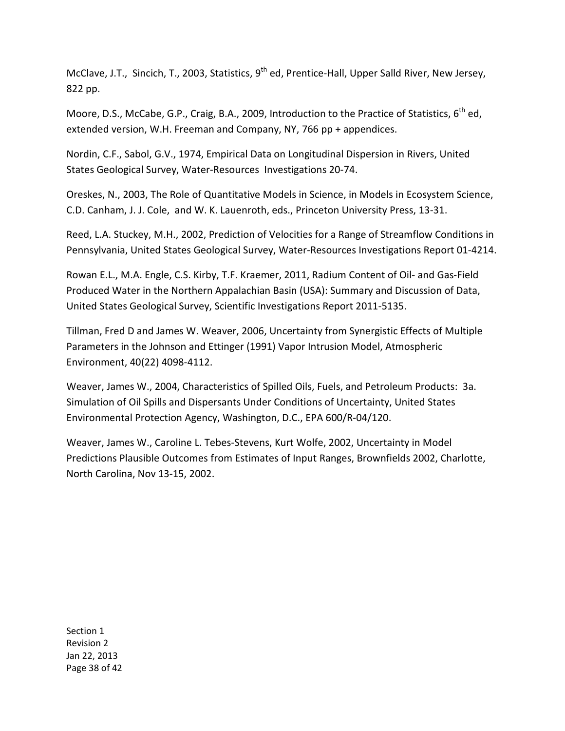McClave, J.T., Sincich, T., 2003, Statistics, 9th ed, Prentice-Hall, Upper Salld River, New Jersey, 822 pp.

Moore, D.S., McCabe, G.P., Craig, B.A., 2009, Introduction to the Practice of Statistics, 6th ed, extended version, W.H. Freeman and Company, NY, 766 pp + appendices.

Nordin, C.F., Sabol, G.V., 1974, Empirical Data on Longitudinal Dispersion in Rivers, United States Geological Survey, Water-Resources Investigations 20-74.

Oreskes, N., 2003, The Role of Quantitative Models in Science, in Models in Ecosystem Science, C.D. Canham, J. J. Cole, and W. K. Lauenroth, eds., Princeton University Press, 13-31.

Reed, L.A. Stuckey, M.H., 2002, Prediction of Velocities for a Range of Streamflow Conditions in Pennsylvania, United States Geological Survey, Water-Resources Investigations Report 01-4214.

Rowan E.L., M.A. Engle, C.S. Kirby, T.F. Kraemer, 2011, Radium Content of Oil- and Gas-Field Produced Water in the Northern Appalachian Basin (USA): Summary and Discussion of Data, United States Geological Survey, Scientific Investigations Report 2011-5135.

Tillman, Fred D and James W. Weaver, 2006, Uncertainty from Synergistic Effects of Multiple Parameters in the Johnson and Ettinger (1991) Vapor Intrusion Model, Atmospheric Environment, 40(22) 4098-4112.

Weaver, James W., 2004, Characteristics of Spilled Oils, Fuels, and Petroleum Products: 3a. Simulation of Oil Spills and Dispersants Under Conditions of Uncertainty, United States Environmental Protection Agency, Washington, D.C., EPA 600/R-04/120.

Weaver, James W., Caroline L. Tebes-Stevens, Kurt Wolfe, 2002, Uncertainty in Model Predictions Plausible Outcomes from Estimates of Input Ranges, Brownfields 2002, Charlotte, North Carolina, Nov 13-15, 2002.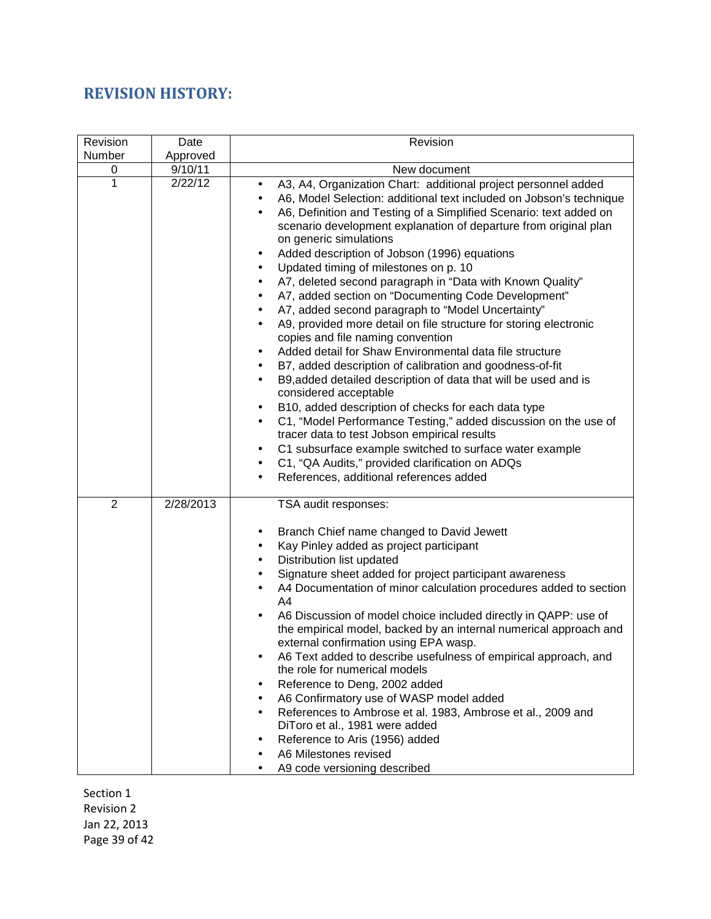## REVISION HISTORY:

| Revision Number | Date Approved | Revision |
|---|---|---|
| 0 | 9/10/11 | New document |
| 1 | 2/22/12 | • A3, A4, Organization Chart: additional project personnel added<br>• A6, Model Selection: additional text included on Jobson's technique<br>• A6, Definition and Testing of a Simplified Scenario: text added on scenario development explanation of departure from original plan on generic simulations<br>• Added description of Jobson (1996) equations<br>• Updated timing of milestones on p. 10<br>• A7, deleted second paragraph in "Data with Known Quality"<br>• A7, added section on "Documenting Code Development"<br>• A7, added second paragraph to "Model Uncertainty"<br>• A9, provided more detail on file structure for storing electronic copies and file naming convention<br>• Added detail for Shaw Environmental data file structure<br>• B7, added description of calibration and goodness-of-fit<br>• B9,added detailed description of data that will be used and is considered acceptable<br>• B10, added description of checks for each data type<br>• C1, "Model Performance Testing," added discussion on the use of tracer data to test Jobson empirical results<br>• C1 subsurface example switched to surface water example<br>• C1, "QA Audits," provided clarification on ADQs<br>• References, additional references added |
| 2 | 2/28/2013 | TSA audit responses:<br>• Branch Chief name changed to David Jewett<br>• Kay Pinley added as project participant<br>• Distribution list updated<br>• Signature sheet added for project participant awareness<br>• A4 Documentation of minor calculation procedures added to section A4<br>• A6 Discussion of model choice included directly in QAPP: use of the empirical model, backed by an internal numerical approach and external confirmation using EPA wasp.<br>• A6 Text added to describe usefulness of empirical approach, and the role for numerical models<br>• Reference to Deng, 2002 added<br>• A6 Confirmatory use of WASP model added<br>• References to Ambrose et al. 1983, Ambrose et al., 2009 and DiToro et al., 1981 were added<br>• Reference to Aris (1956) added<br>• A6 Milestones revised<br>• A9 code versioning described |

Section 1
Revision 2
Jan 22, 2013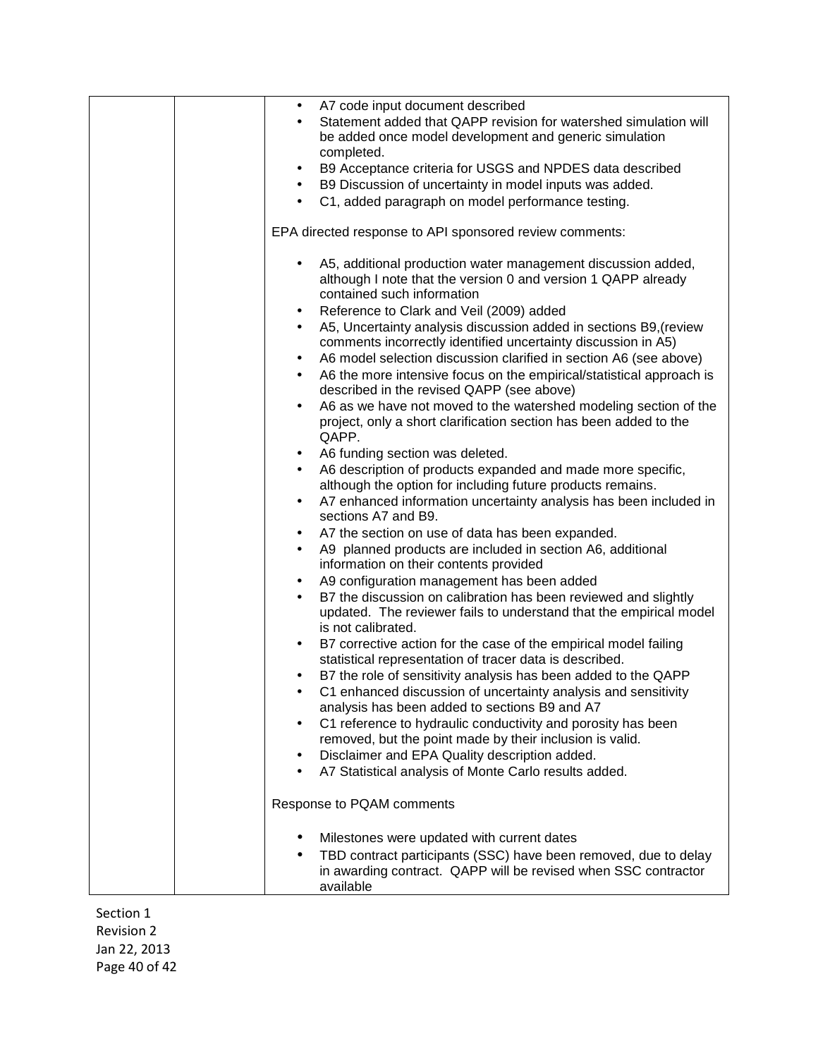| | | • A7 code input document described<br>• Statement added that QAPP revision for watershed simulation will be added once model development and generic simulation completed.<br>• B9 Acceptance criteria for USGS and NPDES data described<br>• B9 Discussion of uncertainty in model inputs was added.<br>• C1, added paragraph on model performance testing.<br><br>EPA directed response to API sponsored review comments:<br><br>• A5, additional production water management discussion added, although I note that the version 0 and version 1 QAPP already contained such information<br>• Reference to Clark and Veil (2009) added<br>• A5, Uncertainty analysis discussion added in sections B9,(review comments incorrectly identified uncertainty discussion in A5)<br>• A6 model selection discussion clarified in section A6 (see above)<br>• A6 the more intensive focus on the empirical/statistical approach is described in the revised QAPP (see above)<br>• A6 as we have not moved to the watershed modeling section of the project, only a short clarification section has been added to the QAPP.<br>• A6 funding section was deleted.<br>• A6 description of products expanded and made more specific, although the option for including future products remains.<br>• A7 enhanced information uncertainty analysis has been included in sections A7 and B9.<br>• A7 the section on use of data has been expanded.<br>• A9 planned products are included in section A6, additional information on their contents provided<br>• A9 configuration management has been added<br>• B7 the discussion on calibration has been reviewed and slightly updated. The reviewer fails to understand that the empirical model is not calibrated.<br>• B7 corrective action for the case of the empirical model failing statistical representation of tracer data is described.<br>• B7 the role of sensitivity analysis has been added to the QAPP<br>• C1 enhanced discussion of uncertainty analysis and sensitivity analysis has been added to sections B9 and A7<br>• C1 reference to hydraulic conductivity and porosity has been removed, but the point made by their inclusion is valid.<br>• Disclaimer and EPA Quality description added.<br>• A7 Statistical analysis of Monte Carlo results added.<br><br>Response to PQAM comments<br><br>• Milestones were updated with current dates<br>• TBD contract participants (SSC) have been removed, due to delay in awarding contract. QAPP will be revised when SSC contractor available |
|---|---|---|

Section 1
Revision 2
Jan 22, 2013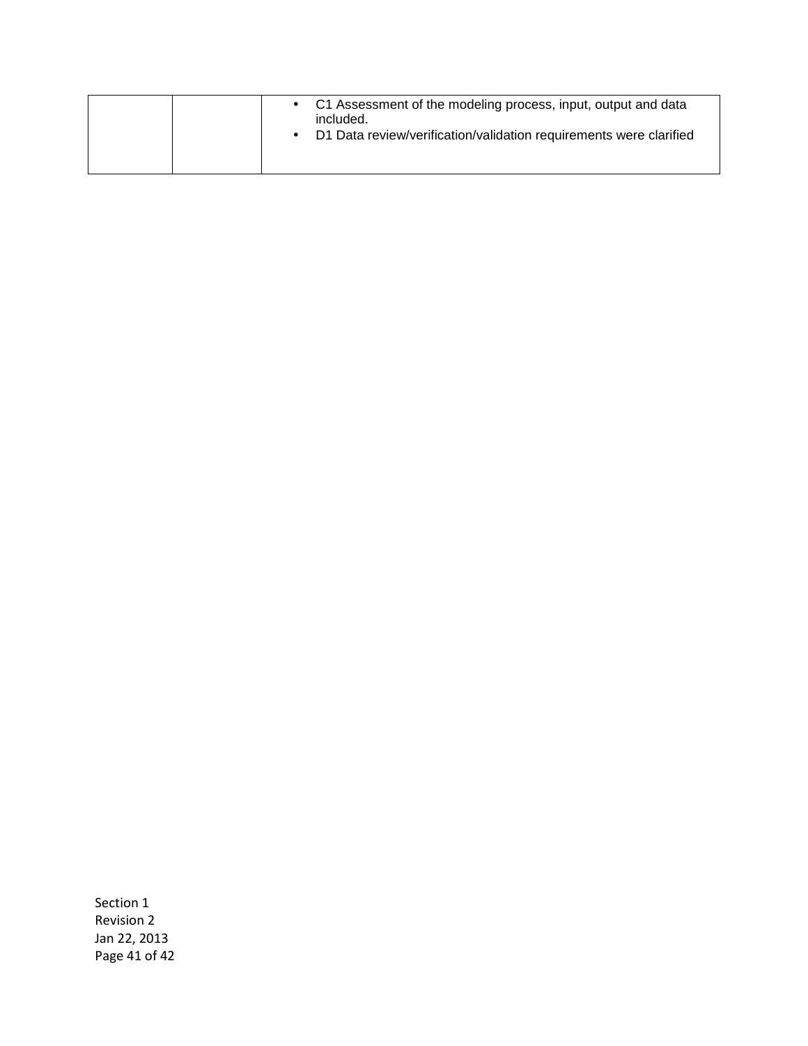|  |  |  |
|---|---|---|
|  |  | • C1 Assessment of the modeling process, input, output and data included.<br>• D1 Data review/verification/validation requirements were clarified |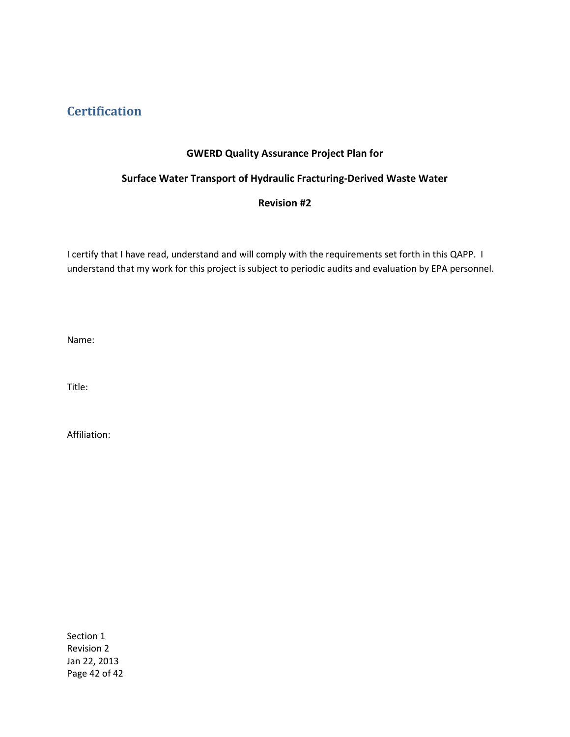## Certification

**GWERD Quality Assurance Project Plan for**

**Surface Water Transport of Hydraulic Fracturing-Derived Waste Water**

**Revision #2**

I certify that I have read, understand and will comply with the requirements set forth in this QAPP. I understand that my work for this project is subject to periodic audits and evaluation by EPA personnel.

Name:

Title:

Affiliation: